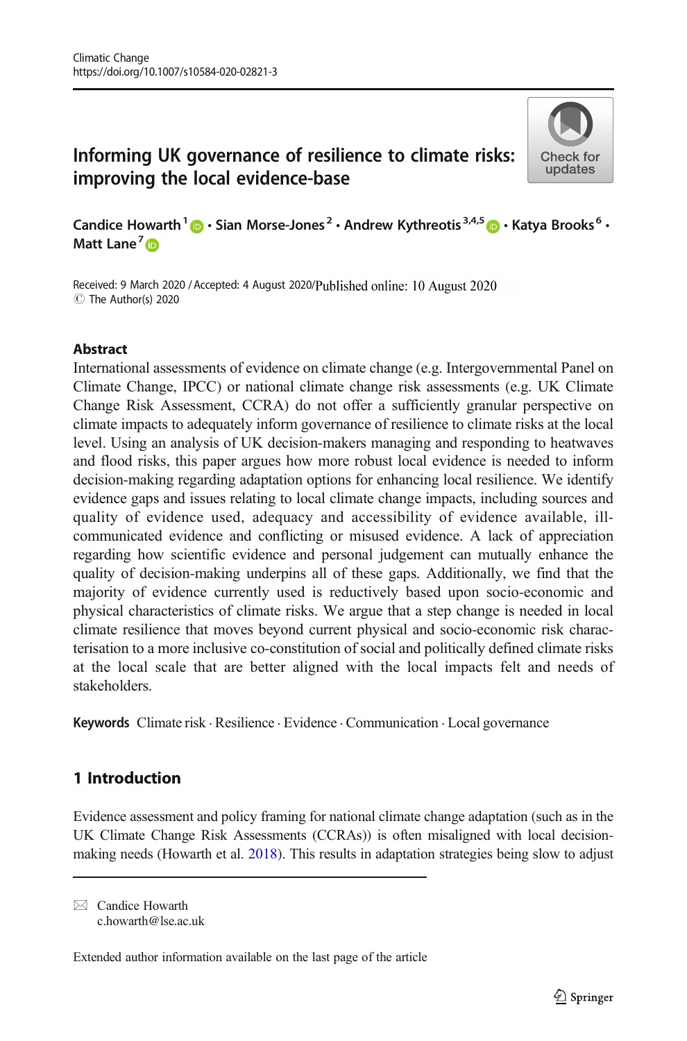# Informing UK governance of resilience to climate risks: improving the local evidence-base

Candice Howarth[1] · Sian Morse-Jones[2] · Andrew Kythreotis[3,4,5] · Katya Brooks[6] · Matt Lane[7]

Received: 9 March 2020 / Accepted: 4 August 2020/Published online: 10 August 2020
© The Author(s) 2020

## Abstract

International assessments of evidence on climate change (e.g. Intergovernmental Panel on Climate Change, IPCC) or national climate change risk assessments (e.g. UK Climate Change Risk Assessment, CCRA) do not offer a sufficiently granular perspective on climate impacts to adequately inform governance of resilience to climate risks at the local level. Using an analysis of UK decision-makers managing and responding to heatwaves and flood risks, this paper argues how more robust local evidence is needed to inform decision-making regarding adaptation options for enhancing local resilience. We identify evidence gaps and issues relating to local climate change impacts, including sources and quality of evidence used, adequacy and accessibility of evidence available, ill-communicated evidence and conflicting or misused evidence. A lack of appreciation regarding how scientific evidence and personal judgement can mutually enhance the quality of decision-making underpins all of these gaps. Additionally, we find that the majority of evidence currently used is reductively based upon socio-economic and physical characteristics of climate risks. We argue that a step change is needed in local climate resilience that moves beyond current physical and socio-economic risk characterisation to a more inclusive co-constitution of social and politically defined climate risks at the local scale that are better aligned with the local impacts felt and needs of stakeholders.

**Keywords** Climate risk · Resilience · Evidence · Communication · Local governance

## 1 Introduction

Evidence assessment and policy framing for national climate change adaptation (such as in the UK Climate Change Risk Assessments (CCRAs)) is often misaligned with local decision-making needs (Howarth et al. 2018). This results in adaptation strategies being slow to adjust

---

✉ Candice Howarth
c.howarth@lse.ac.uk

Extended author information available on the last page of the article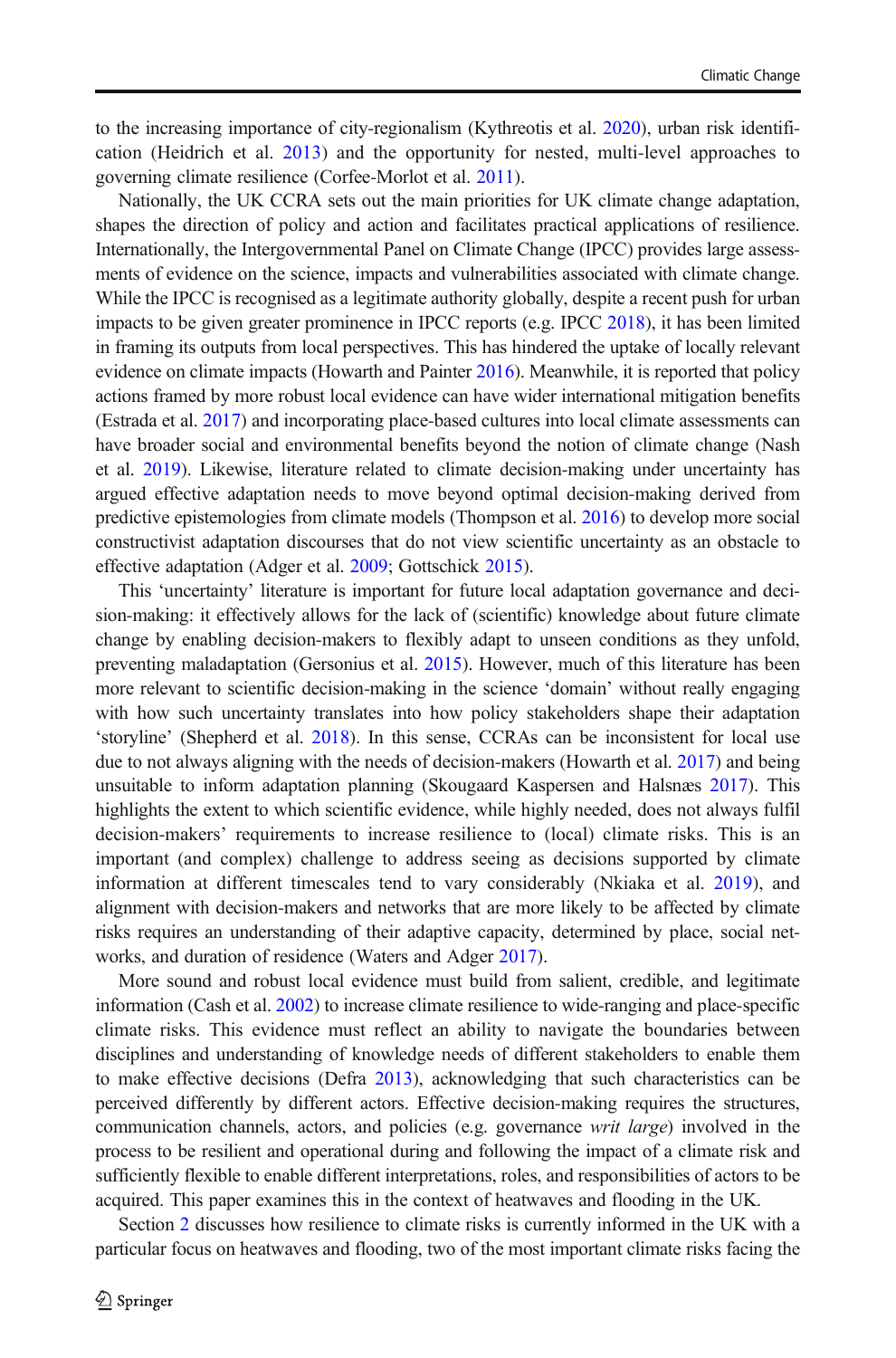to the increasing importance of city-regionalism (Kythreotis et al. 2020), urban risk identification (Heidrich et al. 2013) and the opportunity for nested, multi-level approaches to governing climate resilience (Corfee-Morlot et al. 2011).

Nationally, the UK CCRA sets out the main priorities for UK climate change adaptation, shapes the direction of policy and action and facilitates practical applications of resilience. Internationally, the Intergovernmental Panel on Climate Change (IPCC) provides large assessments of evidence on the science, impacts and vulnerabilities associated with climate change. While the IPCC is recognised as a legitimate authority globally, despite a recent push for urban impacts to be given greater prominence in IPCC reports (e.g. IPCC 2018), it has been limited in framing its outputs from local perspectives. This has hindered the uptake of locally relevant evidence on climate impacts (Howarth and Painter 2016). Meanwhile, it is reported that policy actions framed by more robust local evidence can have wider international mitigation benefits (Estrada et al. 2017) and incorporating place-based cultures into local climate assessments can have broader social and environmental benefits beyond the notion of climate change (Nash et al. 2019). Likewise, literature related to climate decision-making under uncertainty has argued effective adaptation needs to move beyond optimal decision-making derived from predictive epistemologies from climate models (Thompson et al. 2016) to develop more social constructivist adaptation discourses that do not view scientific uncertainty as an obstacle to effective adaptation (Adger et al. 2009; Gottschick 2015).

This 'uncertainty' literature is important for future local adaptation governance and decision-making: it effectively allows for the lack of (scientific) knowledge about future climate change by enabling decision-makers to flexibly adapt to unseen conditions as they unfold, preventing maladaptation (Gersonius et al. 2015). However, much of this literature has been more relevant to scientific decision-making in the science 'domain' without really engaging with how such uncertainty translates into how policy stakeholders shape their adaptation 'storyline' (Shepherd et al. 2018). In this sense, CCRAs can be inconsistent for local use due to not always aligning with the needs of decision-makers (Howarth et al. 2017) and being unsuitable to inform adaptation planning (Skougaard Kaspersen and Halsnæs 2017). This highlights the extent to which scientific evidence, while highly needed, does not always fulfil decision-makers' requirements to increase resilience to (local) climate risks. This is an important (and complex) challenge to address seeing as decisions supported by climate information at different timescales tend to vary considerably (Nkiaka et al. 2019), and alignment with decision-makers and networks that are more likely to be affected by climate risks requires an understanding of their adaptive capacity, determined by place, social networks, and duration of residence (Waters and Adger 2017).

More sound and robust local evidence must build from salient, credible, and legitimate information (Cash et al. 2002) to increase climate resilience to wide-ranging and place-specific climate risks. This evidence must reflect an ability to navigate the boundaries between disciplines and understanding of knowledge needs of different stakeholders to enable them to make effective decisions (Defra 2013), acknowledging that such characteristics can be perceived differently by different actors. Effective decision-making requires the structures, communication channels, actors, and policies (e.g. governance *writ large*) involved in the process to be resilient and operational during and following the impact of a climate risk and sufficiently flexible to enable different interpretations, roles, and responsibilities of actors to be acquired. This paper examines this in the context of heatwaves and flooding in the UK.

Section 2 discusses how resilience to climate risks is currently informed in the UK with a particular focus on heatwaves and flooding, two of the most important climate risks facing the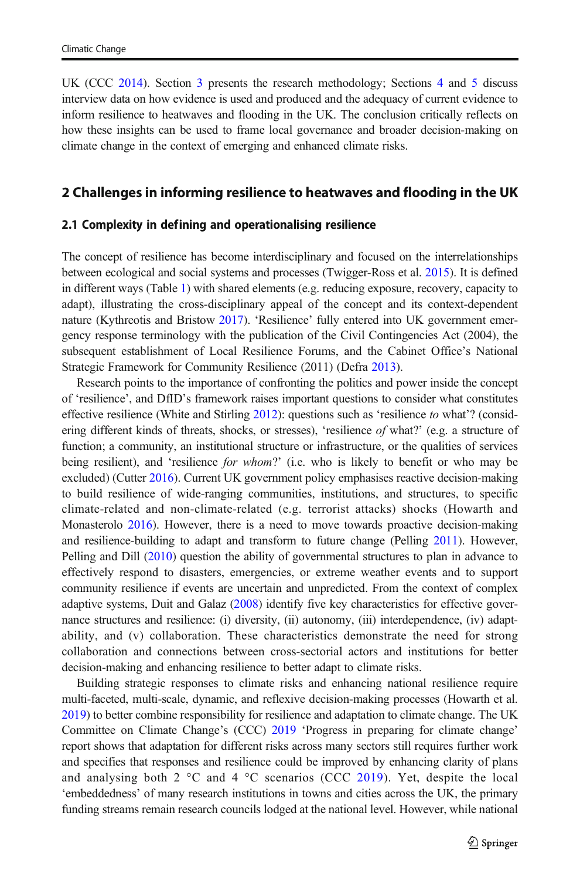UK (CCC 2014). Section 3 presents the research methodology; Sections 4 and 5 discuss interview data on how evidence is used and produced and the adequacy of current evidence to inform resilience to heatwaves and flooding in the UK. The conclusion critically reflects on how these insights can be used to frame local governance and broader decision-making on climate change in the context of emerging and enhanced climate risks.

## 2 Challenges in informing resilience to heatwaves and flooding in the UK

### 2.1 Complexity in defining and operationalising resilience

The concept of resilience has become interdisciplinary and focused on the interrelationships between ecological and social systems and processes (Twigger-Ross et al. 2015). It is defined in different ways (Table 1) with shared elements (e.g. reducing exposure, recovery, capacity to adapt), illustrating the cross-disciplinary appeal of the concept and its context-dependent nature (Kythreotis and Bristow 2017). 'Resilience' fully entered into UK government emergency response terminology with the publication of the Civil Contingencies Act (2004), the subsequent establishment of Local Resilience Forums, and the Cabinet Office's National Strategic Framework for Community Resilience (2011) (Defra 2013).

Research points to the importance of confronting the politics and power inside the concept of 'resilience', and DfID's framework raises important questions to consider what constitutes effective resilience (White and Stirling 2012): questions such as 'resilience *to* what'? (considering different kinds of threats, shocks, or stresses), 'resilience *of* what?' (e.g. a structure of function; a community, an institutional structure or infrastructure, or the qualities of services being resilient), and 'resilience *for whom*?' (i.e. who is likely to benefit or who may be excluded) (Cutter 2016). Current UK government policy emphasises reactive decision-making to build resilience of wide-ranging communities, institutions, and structures, to specific climate-related and non-climate-related (e.g. terrorist attacks) shocks (Howarth and Monasterolo 2016). However, there is a need to move towards proactive decision-making and resilience-building to adapt and transform to future change (Pelling 2011). However, Pelling and Dill (2010) question the ability of governmental structures to plan in advance to effectively respond to disasters, emergencies, or extreme weather events and to support community resilience if events are uncertain and unpredicted. From the context of complex adaptive systems, Duit and Galaz (2008) identify five key characteristics for effective governance structures and resilience: (i) diversity, (ii) autonomy, (iii) interdependence, (iv) adaptability, and (v) collaboration. These characteristics demonstrate the need for strong collaboration and connections between cross-sectorial actors and institutions for better decision-making and enhancing resilience to better adapt to climate risks.

Building strategic responses to climate risks and enhancing national resilience require multi-faceted, multi-scale, dynamic, and reflexive decision-making processes (Howarth et al. 2019) to better combine responsibility for resilience and adaptation to climate change. The UK Committee on Climate Change's (CCC) 2019 'Progress in preparing for climate change' report shows that adaptation for different risks across many sectors still requires further work and specifies that responses and resilience could be improved by enhancing clarity of plans and analysing both 2 °C and 4 °C scenarios (CCC 2019). Yet, despite the local 'embeddedness' of many research institutions in towns and cities across the UK, the primary funding streams remain research councils lodged at the national level. However, while national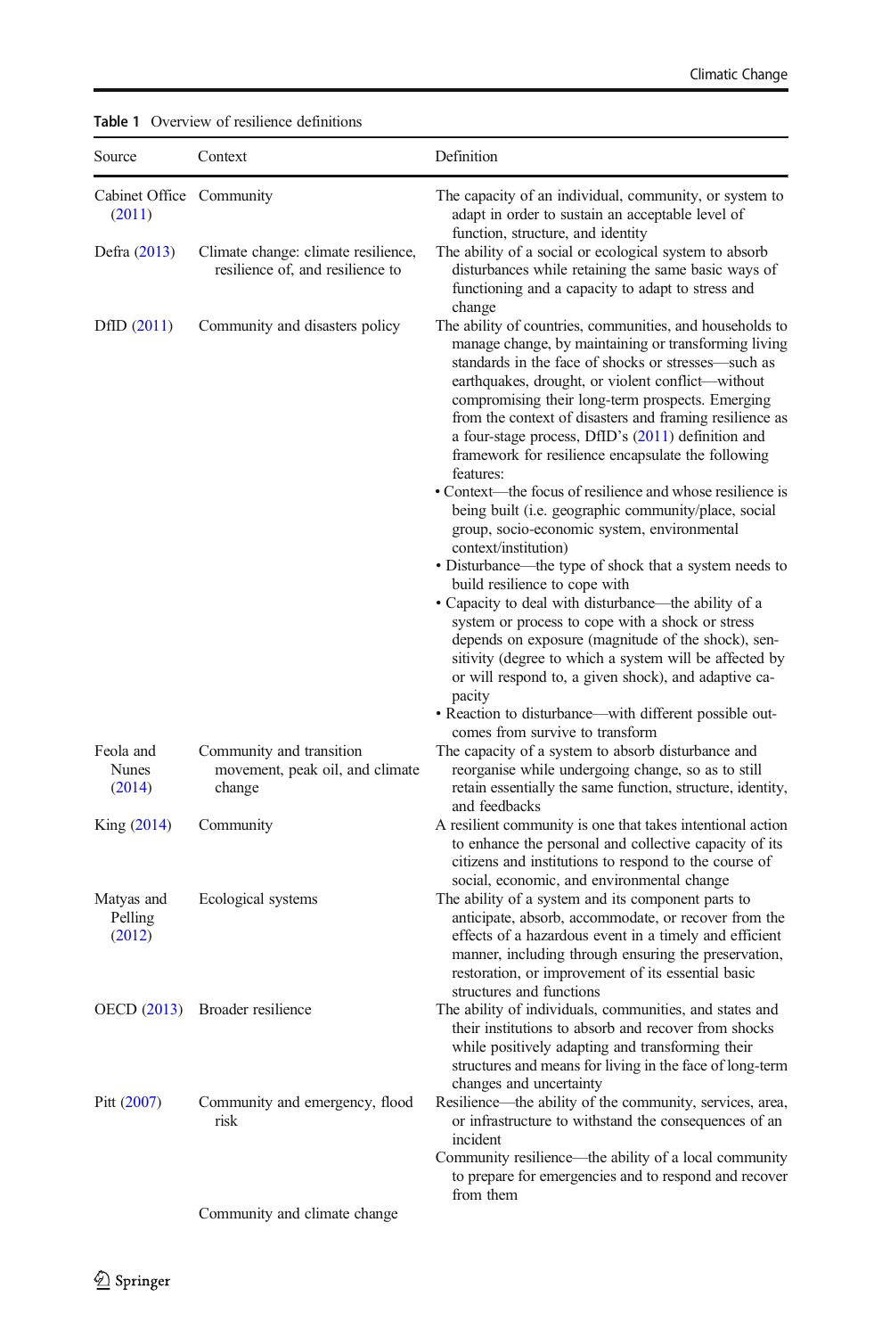Table 1 Overview of resilience definitions

| Source | Context | Definition |
|---|---|---|
| Cabinet Office (2011) | Community | The capacity of an individual, community, or system to adapt in order to sustain an acceptable level of function, structure, and identity |
| Defra (2013) | Climate change: climate resilience, resilience of, and resilience to | The ability of a social or ecological system to absorb disturbances while retaining the same basic ways of functioning and a capacity to adapt to stress and change |
| DfID (2011) | Community and disasters policy | The ability of countries, communities, and households to manage change, by maintaining or transforming living standards in the face of shocks or stresses—such as earthquakes, drought, or violent conflict—without compromising their long-term prospects. Emerging from the context of disasters and framing resilience as a four-stage process, DfID's (2011) definition and framework for resilience encapsulate the following features: <br>• Context—the focus of resilience and whose resilience is being built (i.e. geographic community/place, social group, socio-economic system, environmental context/institution) <br>• Disturbance—the type of shock that a system needs to build resilience to cope with <br>• Capacity to deal with disturbance—the ability of a system or process to cope with a shock or stress depends on exposure (magnitude of the shock), sensitivity (degree to which a system will be affected by or will respond to, a given shock), and adaptive capacity <br>• Reaction to disturbance—with different possible outcomes from survive to transform |
| Feola and Nunes (2014) | Community and transition movement, peak oil, and climate change | The capacity of a system to absorb disturbance and reorganise while undergoing change, so as to still retain essentially the same function, structure, identity, and feedbacks |
| King (2014) | Community | A resilient community is one that takes intentional action to enhance the personal and collective capacity of its citizens and institutions to respond to the course of social, economic, and environmental change |
| Matyas and Pelling (2012) | Ecological systems | The ability of a system and its component parts to anticipate, absorb, accommodate, or recover from the effects of a hazardous event in a timely and efficient manner, including through ensuring the preservation, restoration, or improvement of its essential basic structures and functions |
| OECD (2013) | Broader resilience | The ability of individuals, communities, and states and their institutions to absorb and recover from shocks while positively adapting and transforming their structures and means for living in the face of long-term changes and uncertainty |
| Pitt (2007) | Community and emergency, flood risk | Resilience—the ability of the community, services, area, or infrastructure to withstand the consequences of an incident <br>Community resilience—the ability of a local community to prepare for emergencies and to respond and recover from them |
| | Community and climate change | |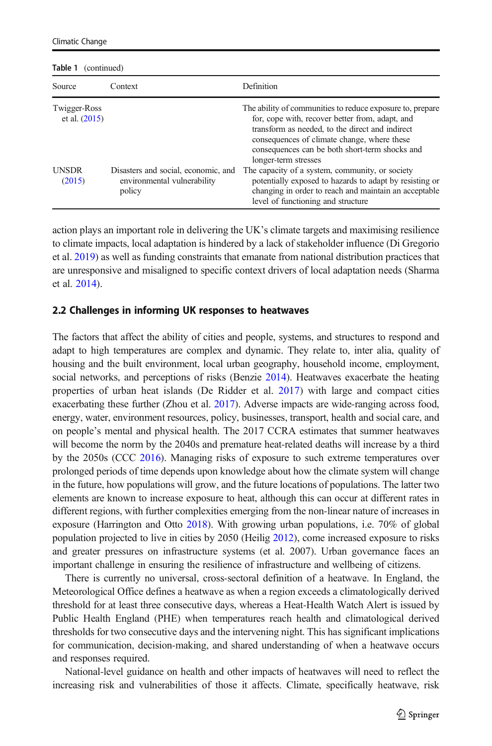**Table 1** (continued)

| Source | Context | Definition |
|---|---|---|
| Twigger-Ross et al. (2015) | | The ability of communities to reduce exposure to, prepare for, cope with, recover better from, adapt, and transform as needed, to the direct and indirect consequences of climate change, where these consequences can be both short-term shocks and longer-term stresses |
| UNSDR (2015) | Disasters and social, economic, and environmental vulnerability policy | The capacity of a system, community, or society potentially exposed to hazards to adapt by resisting or changing in order to reach and maintain an acceptable level of functioning and structure |

action plays an important role in delivering the UK's climate targets and maximising resilience to climate impacts, local adaptation is hindered by a lack of stakeholder influence (Di Gregorio et al. 2019) as well as funding constraints that emanate from national distribution practices that are unresponsive and misaligned to specific context drivers of local adaptation needs (Sharma et al. 2014).

### 2.2 Challenges in informing UK responses to heatwaves

The factors that affect the ability of cities and people, systems, and structures to respond and adapt to high temperatures are complex and dynamic. They relate to, inter alia, quality of housing and the built environment, local urban geography, household income, employment, social networks, and perceptions of risks (Benzie 2014). Heatwaves exacerbate the heating properties of urban heat islands (De Ridder et al. 2017) with large and compact cities exacerbating these further (Zhou et al. 2017). Adverse impacts are wide-ranging across food, energy, water, environment resources, policy, businesses, transport, health and social care, and on people's mental and physical health. The 2017 CCRA estimates that summer heatwaves will become the norm by the 2040s and premature heat-related deaths will increase by a third by the 2050s (CCC 2016). Managing risks of exposure to such extreme temperatures over prolonged periods of time depends upon knowledge about how the climate system will change in the future, how populations will grow, and the future locations of populations. The latter two elements are known to increase exposure to heat, although this can occur at different rates in different regions, with further complexities emerging from the non-linear nature of increases in exposure (Harrington and Otto 2018). With growing urban populations, i.e. 70% of global population projected to live in cities by 2050 (Heilig 2012), come increased exposure to risks and greater pressures on infrastructure systems (et al. 2007). Urban governance faces an important challenge in ensuring the resilience of infrastructure and wellbeing of citizens.

There is currently no universal, cross-sectoral definition of a heatwave. In England, the Meteorological Office defines a heatwave as when a region exceeds a climatologically derived threshold for at least three consecutive days, whereas a Heat-Health Watch Alert is issued by Public Health England (PHE) when temperatures reach health and climatological derived thresholds for two consecutive days and the intervening night. This has significant implications for communication, decision-making, and shared understanding of when a heatwave occurs and responses required.

National-level guidance on health and other impacts of heatwaves will need to reflect the increasing risk and vulnerabilities of those it affects. Climate, specifically heatwave, risk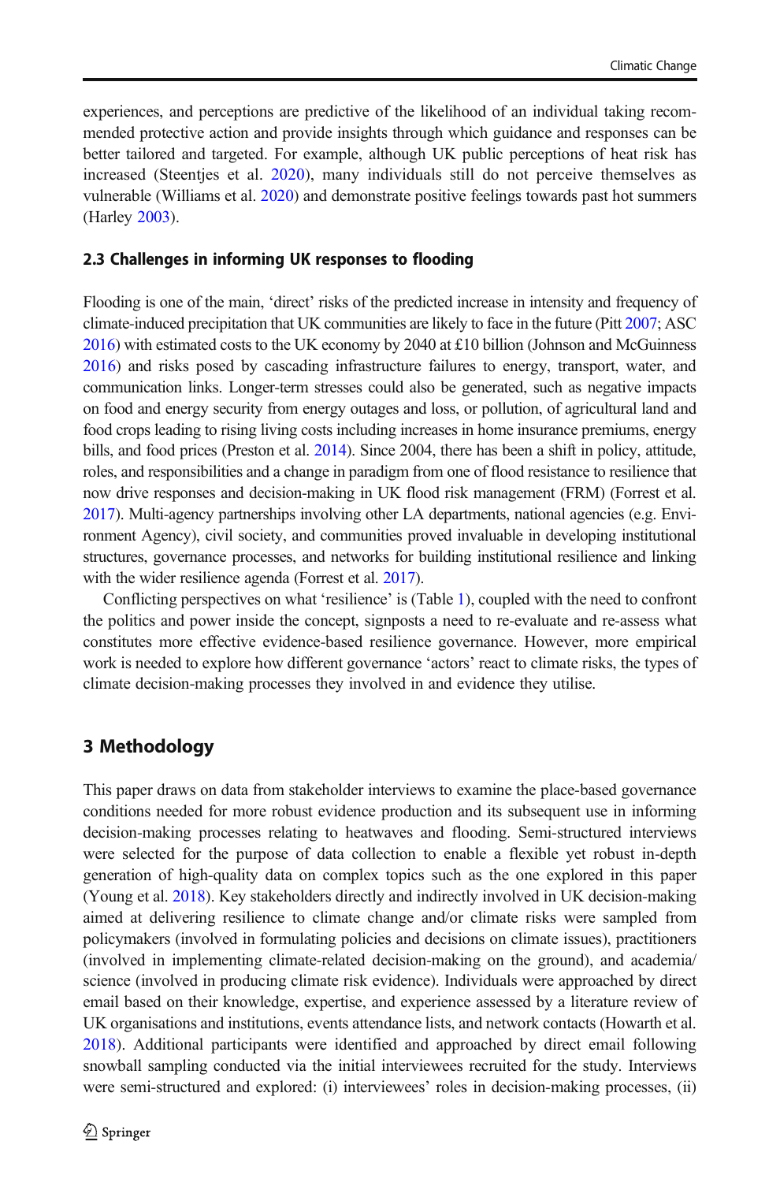experiences, and perceptions are predictive of the likelihood of an individual taking recommended protective action and provide insights through which guidance and responses can be better tailored and targeted. For example, although UK public perceptions of heat risk has increased (Steentjes et al. 2020), many individuals still do not perceive themselves as vulnerable (Williams et al. 2020) and demonstrate positive feelings towards past hot summers (Harley 2003).

### 2.3 Challenges in informing UK responses to flooding

Flooding is one of the main, 'direct' risks of the predicted increase in intensity and frequency of climate-induced precipitation that UK communities are likely to face in the future (Pitt 2007; ASC 2016) with estimated costs to the UK economy by 2040 at £10 billion (Johnson and McGuinness 2016) and risks posed by cascading infrastructure failures to energy, transport, water, and communication links. Longer-term stresses could also be generated, such as negative impacts on food and energy security from energy outages and loss, or pollution, of agricultural land and food crops leading to rising living costs including increases in home insurance premiums, energy bills, and food prices (Preston et al. 2014). Since 2004, there has been a shift in policy, attitude, roles, and responsibilities and a change in paradigm from one of flood resistance to resilience that now drive responses and decision-making in UK flood risk management (FRM) (Forrest et al. 2017). Multi-agency partnerships involving other LA departments, national agencies (e.g. Environment Agency), civil society, and communities proved invaluable in developing institutional structures, governance processes, and networks for building institutional resilience and linking with the wider resilience agenda (Forrest et al. 2017).

Conflicting perspectives on what 'resilience' is (Table 1), coupled with the need to confront the politics and power inside the concept, signposts a need to re-evaluate and re-assess what constitutes more effective evidence-based resilience governance. However, more empirical work is needed to explore how different governance 'actors' react to climate risks, the types of climate decision-making processes they involved in and evidence they utilise.

## 3 Methodology

This paper draws on data from stakeholder interviews to examine the place-based governance conditions needed for more robust evidence production and its subsequent use in informing decision-making processes relating to heatwaves and flooding. Semi-structured interviews were selected for the purpose of data collection to enable a flexible yet robust in-depth generation of high-quality data on complex topics such as the one explored in this paper (Young et al. 2018). Key stakeholders directly and indirectly involved in UK decision-making aimed at delivering resilience to climate change and/or climate risks were sampled from policymakers (involved in formulating policies and decisions on climate issues), practitioners (involved in implementing climate-related decision-making on the ground), and academia/science (involved in producing climate risk evidence). Individuals were approached by direct email based on their knowledge, expertise, and experience assessed by a literature review of UK organisations and institutions, events attendance lists, and network contacts (Howarth et al. 2018). Additional participants were identified and approached by direct email following snowball sampling conducted via the initial interviewees recruited for the study. Interviews were semi-structured and explored: (i) interviewees' roles in decision-making processes, (ii)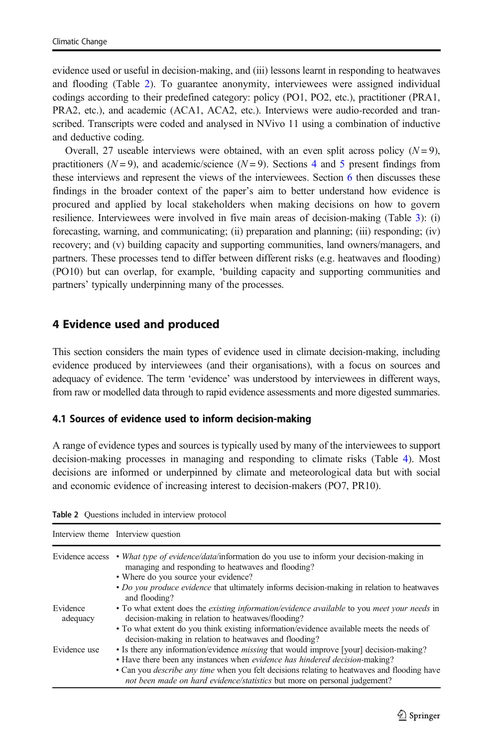evidence used or useful in decision-making, and (iii) lessons learnt in responding to heatwaves and flooding (Table 2). To guarantee anonymity, interviewees were assigned individual codings according to their predefined category: policy (PO1, PO2, etc.), practitioner (PRA1, PRA2, etc.), and academic (ACA1, ACA2, etc.). Interviews were audio-recorded and transcribed. Transcripts were coded and analysed in NVivo 11 using a combination of inductive and deductive coding.

Overall, 27 useable interviews were obtained, with an even split across policy ($N = 9$), practitioners ($N = 9$), and academic/science ($N = 9$). Sections 4 and 5 present findings from these interviews and represent the views of the interviewees. Section 6 then discusses these findings in the broader context of the paper's aim to better understand how evidence is procured and applied by local stakeholders when making decisions on how to govern resilience. Interviewees were involved in five main areas of decision-making (Table 3): (i) forecasting, warning, and communicating; (ii) preparation and planning; (iii) responding; (iv) recovery; and (v) building capacity and supporting communities, land owners/managers, and partners. These processes tend to differ between different risks (e.g. heatwaves and flooding) (PO10) but can overlap, for example, 'building capacity and supporting communities and partners' typically underpinning many of the processes.

## 4 Evidence used and produced

This section considers the main types of evidence used in climate decision-making, including evidence produced by interviewees (and their organisations), with a focus on sources and adequacy of evidence. The term 'evidence' was understood by interviewees in different ways, from raw or modelled data through to rapid evidence assessments and more digested summaries.

### 4.1 Sources of evidence used to inform decision-making

A range of evidence types and sources is typically used by many of the interviewees to support decision-making processes in managing and responding to climate risks (Table 4). Most decisions are informed or underpinned by climate and meteorological data but with social and economic evidence of increasing interest to decision-makers (PO7, PR10).

**Table 2** Questions included in interview protocol

| Interview theme | Interview question |
|---|---|
| Evidence access | • *What type of evidence/data*/information do you use to inform your decision-making in managing and responding to heatwaves and flooding?<br>• Where do you source your evidence?<br>• *Do you produce evidence* that ultimately informs decision-making in relation to heatwaves and flooding? |
| Evidence adequacy | • To what extent does the *existing information/evidence available* to you *meet your needs* in decision-making in relation to heatwaves/flooding?<br>• To what extent do you think existing information/evidence available meets the needs of decision-making in relation to heatwaves and flooding? |
| Evidence use | • Is there any information/evidence *missing* that would improve [your] decision-making?<br>• Have there been any instances when *evidence has hindered decision*-making?<br>• Can you *describe any time* when you felt decisions relating to heatwaves and flooding have *not been made on hard evidence/statistics* but more on personal judgement? |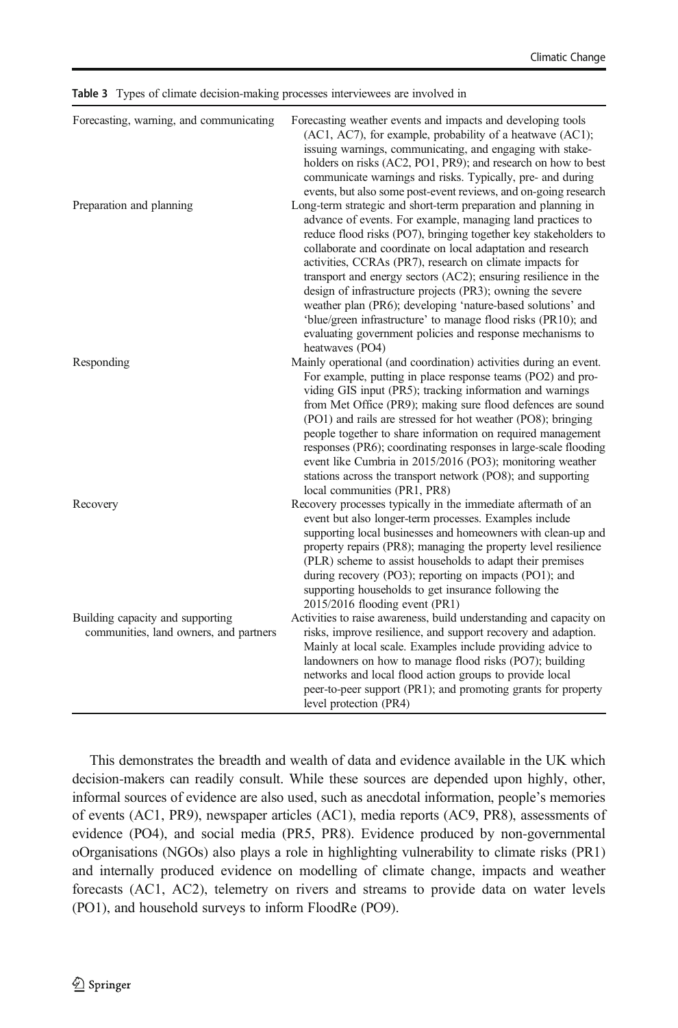**Table 3** Types of climate decision-making processes interviewees are involved in

| | |
|---|---|
| Forecasting, warning, and communicating | Forecasting weather events and impacts and developing tools (AC1, AC7), for example, probability of a heatwave (AC1); issuing warnings, communicating, and engaging with stakeholders on risks (AC2, PO1, PR9); and research on how to best communicate warnings and risks. Typically, pre- and during events, but also some post-event reviews, and on-going research |
| Preparation and planning | Long-term strategic and short-term preparation and planning in advance of events. For example, managing land practices to reduce flood risks (PO7), bringing together key stakeholders to collaborate and coordinate on local adaptation and research activities, CCRAs (PR7), research on climate impacts for transport and energy sectors (AC2); ensuring resilience in the design of infrastructure projects (PR3); owning the severe weather plan (PR6); developing 'nature-based solutions' and 'blue/green infrastructure' to manage flood risks (PR10); and evaluating government policies and response mechanisms to heatwaves (PO4) |
| Responding | Mainly operational (and coordination) activities during an event. For example, putting in place response teams (PO2) and providing GIS input (PR5); tracking information and warnings from Met Office (PR9); making sure flood defences are sound (PO1) and rails are stressed for hot weather (PO8); bringing people together to share information on required management responses (PR6); coordinating responses in large-scale flooding event like Cumbria in 2015/2016 (PO3); monitoring weather stations across the transport network (PO8); and supporting local communities (PR1, PR8) |
| Recovery | Recovery processes typically in the immediate aftermath of an event but also longer-term processes. Examples include supporting local businesses and homeowners with clean-up and property repairs (PR8); managing the property level resilience (PLR) scheme to assist households to adapt their premises during recovery (PO3); reporting on impacts (PO1); and supporting households to get insurance following the 2015/2016 flooding event (PR1) |
| Building capacity and supporting communities, land owners, and partners | Activities to raise awareness, build understanding and capacity on risks, improve resilience, and support recovery and adaption. Mainly at local scale. Examples include providing advice to landowners on how to manage flood risks (PO7); building networks and local flood action groups to provide local peer-to-peer support (PR1); and promoting grants for property level protection (PR4) |

This demonstrates the breadth and wealth of data and evidence available in the UK which decision-makers can readily consult. While these sources are depended upon highly, other, informal sources of evidence are also used, such as anecdotal information, people's memories of events (AC1, PR9), newspaper articles (AC1), media reports (AC9, PR8), assessments of evidence (PO4), and social media (PR5, PR8). Evidence produced by non-governmental oOrganisations (NGOs) also plays a role in highlighting vulnerability to climate risks (PR1) and internally produced evidence on modelling of climate change, impacts and weather forecasts (AC1, AC2), telemetry on rivers and streams to provide data on water levels (PO1), and household surveys to inform FloodRe (PO9).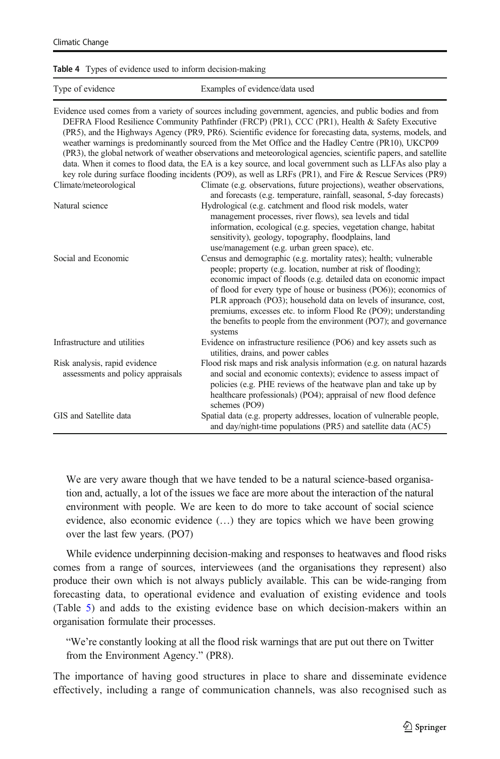Table 4 Types of evidence used to inform decision-making

| Type of evidence | Examples of evidence/data used |
|---|---|
| Evidence used comes from a variety of sources including government, agencies, and public bodies and from DEFRA Flood Resilience Community Pathfinder (FRCP) (PR1), CCC (PR1), Health & Safety Executive (PR5), and the Highways Agency (PR9, PR6). Scientific evidence for forecasting data, systems, models, and weather warnings is predominantly sourced from the Met Office and the Hadley Centre (PR10), UKCP09 (PR3), the global network of weather observations and meteorological agencies, scientific papers, and satellite data. When it comes to flood data, the EA is a key source, and local government such as LLFAs also play a key role during surface flooding incidents (PO9), as well as LRFs (PR1), and Fire & Rescue Services (PR9) | |
| Climate/meteorological | Climate (e.g. observations, future projections), weather observations, and forecasts (e.g. temperature, rainfall, seasonal, 5-day forecasts) |
| Natural science | Hydrological (e.g. catchment and flood risk models, water management processes, river flows), sea levels and tidal information, ecological (e.g. species, vegetation change, habitat sensitivity), geology, topography, floodplains, land use/management (e.g. urban green space), etc. |
| Social and Economic | Census and demographic (e.g. mortality rates); health; vulnerable people; property (e.g. location, number at risk of flooding); economic impact of floods (e.g. detailed data on economic impact of flood for every type of house or business (PO6)); economics of PLR approach (PO3); household data on levels of insurance, cost, premiums, excesses etc. to inform Flood Re (PO9); understanding the benefits to people from the environment (PO7); and governance systems |
| Infrastructure and utilities | Evidence on infrastructure resilience (PO6) and key assets such as utilities, drains, and power cables |
| Risk analysis, rapid evidence assessments and policy appraisals | Flood risk maps and risk analysis information (e.g. on natural hazards and social and economic contexts); evidence to assess impact of policies (e.g. PHE reviews of the heatwave plan and take up by healthcare professionals) (PO4); appraisal of new flood defence schemes (PO9) |
| GIS and Satellite data | Spatial data (e.g. property addresses, location of vulnerable people, and day/night-time populations (PR5) and satellite data (AC5) |

> We are very aware though that we have tended to be a natural science-based organisation and, actually, a lot of the issues we face are more about the interaction of the natural environment with people. We are keen to do more to take account of social science evidence, also economic evidence (…) they are topics which we have been growing over the last few years. (PO7)

While evidence underpinning decision-making and responses to heatwaves and flood risks comes from a range of sources, interviewees (and the organisations they represent) also produce their own which is not always publicly available. This can be wide-ranging from forecasting data, to operational evidence and evaluation of existing evidence and tools (Table 5) and adds to the existing evidence base on which decision-makers within an organisation formulate their processes.

> "We're constantly looking at all the flood risk warnings that are put out there on Twitter from the Environment Agency." (PR8).

The importance of having good structures in place to share and disseminate evidence effectively, including a range of communication channels, was also recognised such as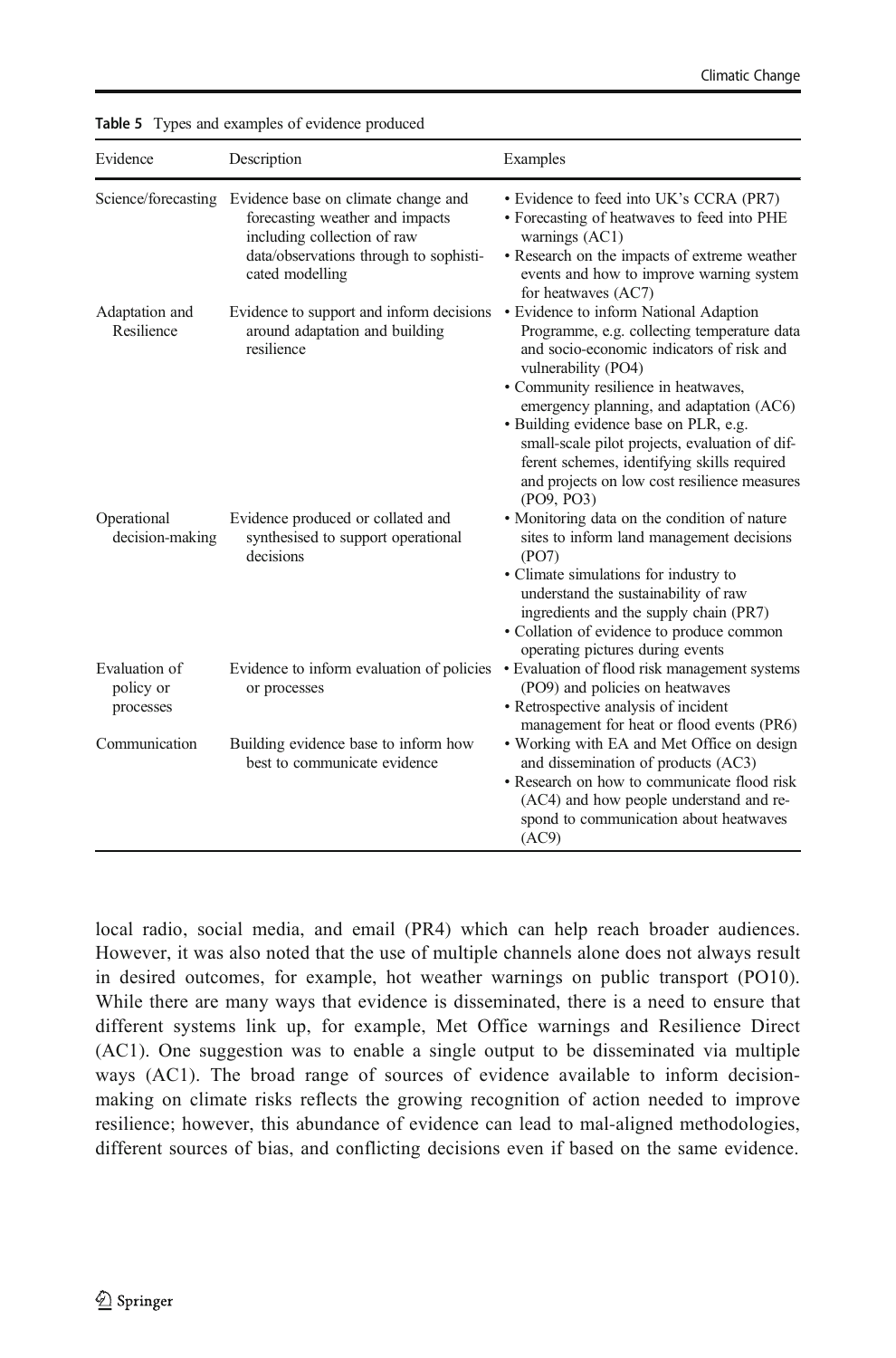Table 5 Types and examples of evidence produced

| Evidence | Description | Examples |
|---|---|---|
| Science/forecasting | Evidence base on climate change and forecasting weather and impacts including collection of raw data/observations through to sophisticated modelling | • Evidence to feed into UK's CCRA (PR7)<br>• Forecasting of heatwaves to feed into PHE warnings (AC1)<br>• Research on the impacts of extreme weather events and how to improve warning system for heatwaves (AC7) |
| Adaptation and Resilience | Evidence to support and inform decisions around adaptation and building resilience | • Evidence to inform National Adaption Programme, e.g. collecting temperature data and socio-economic indicators of risk and vulnerability (PO4)<br>• Community resilience in heatwaves, emergency planning, and adaptation (AC6)<br>• Building evidence base on PLR, e.g. small-scale pilot projects, evaluation of different schemes, identifying skills required and projects on low cost resilience measures (PO9, PO3) |
| Operational decision-making | Evidence produced or collated and synthesised to support operational decisions | • Monitoring data on the condition of nature sites to inform land management decisions (PO7)<br>• Climate simulations for industry to understand the sustainability of raw ingredients and the supply chain (PR7)<br>• Collation of evidence to produce common operating pictures during events |
| Evaluation of policy or processes | Evidence to inform evaluation of policies or processes | • Evaluation of flood risk management systems (PO9) and policies on heatwaves<br>• Retrospective analysis of incident management for heat or flood events (PR6) |
| Communication | Building evidence base to inform how best to communicate evidence | • Working with EA and Met Office on design and dissemination of products (AC3)<br>• Research on how to communicate flood risk (AC4) and how people understand and respond to communication about heatwaves (AC9) |

local radio, social media, and email (PR4) which can help reach broader audiences. However, it was also noted that the use of multiple channels alone does not always result in desired outcomes, for example, hot weather warnings on public transport (PO10). While there are many ways that evidence is disseminated, there is a need to ensure that different systems link up, for example, Met Office warnings and Resilience Direct (AC1). One suggestion was to enable a single output to be disseminated via multiple ways (AC1). The broad range of sources of evidence available to inform decision-making on climate risks reflects the growing recognition of action needed to improve resilience; however, this abundance of evidence can lead to mal-aligned methodologies, different sources of bias, and conflicting decisions even if based on the same evidence.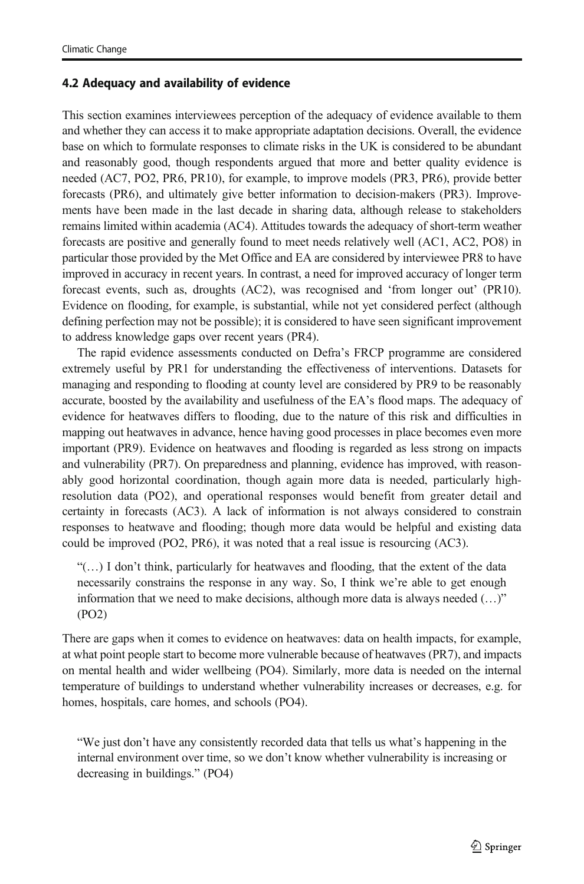### 4.2 Adequacy and availability of evidence

This section examines interviewees perception of the adequacy of evidence available to them and whether they can access it to make appropriate adaptation decisions. Overall, the evidence base on which to formulate responses to climate risks in the UK is considered to be abundant and reasonably good, though respondents argued that more and better quality evidence is needed (AC7, PO2, PR6, PR10), for example, to improve models (PR3, PR6), provide better forecasts (PR6), and ultimately give better information to decision-makers (PR3). Improvements have been made in the last decade in sharing data, although release to stakeholders remains limited within academia (AC4). Attitudes towards the adequacy of short-term weather forecasts are positive and generally found to meet needs relatively well (AC1, AC2, PO8) in particular those provided by the Met Office and EA are considered by interviewee PR8 to have improved in accuracy in recent years. In contrast, a need for improved accuracy of longer term forecast events, such as, droughts (AC2), was recognised and 'from longer out' (PR10). Evidence on flooding, for example, is substantial, while not yet considered perfect (although defining perfection may not be possible); it is considered to have seen significant improvement to address knowledge gaps over recent years (PR4).

The rapid evidence assessments conducted on Defra's FRCP programme are considered extremely useful by PR1 for understanding the effectiveness of interventions. Datasets for managing and responding to flooding at county level are considered by PR9 to be reasonably accurate, boosted by the availability and usefulness of the EA's flood maps. The adequacy of evidence for heatwaves differs to flooding, due to the nature of this risk and difficulties in mapping out heatwaves in advance, hence having good processes in place becomes even more important (PR9). Evidence on heatwaves and flooding is regarded as less strong on impacts and vulnerability (PR7). On preparedness and planning, evidence has improved, with reasonably good horizontal coordination, though again more data is needed, particularly high-resolution data (PO2), and operational responses would benefit from greater detail and certainty in forecasts (AC3). A lack of information is not always considered to constrain responses to heatwave and flooding; though more data would be helpful and existing data could be improved (PO2, PR6), it was noted that a real issue is resourcing (AC3).

> "(…) I don't think, particularly for heatwaves and flooding, that the extent of the data necessarily constrains the response in any way. So, I think we're able to get enough information that we need to make decisions, although more data is always needed (…)" (PO2)

There are gaps when it comes to evidence on heatwaves: data on health impacts, for example, at what point people start to become more vulnerable because of heatwaves (PR7), and impacts on mental health and wider wellbeing (PO4). Similarly, more data is needed on the internal temperature of buildings to understand whether vulnerability increases or decreases, e.g. for homes, hospitals, care homes, and schools (PO4).

> "We just don't have any consistently recorded data that tells us what's happening in the internal environment over time, so we don't know whether vulnerability is increasing or decreasing in buildings." (PO4)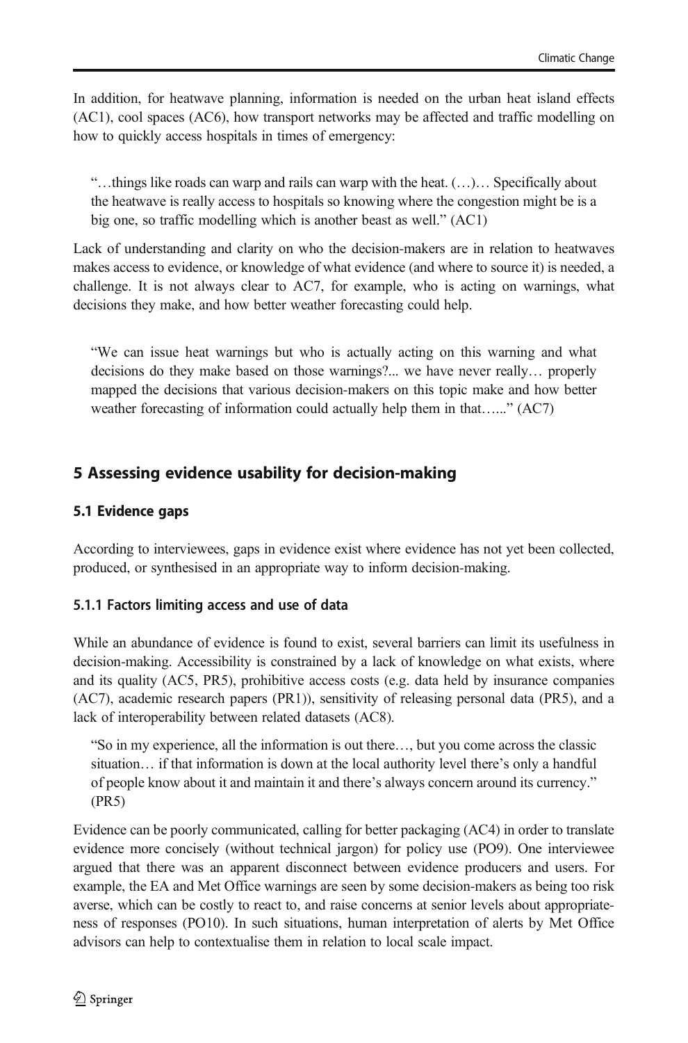In addition, for heatwave planning, information is needed on the urban heat island effects (AC1), cool spaces (AC6), how transport networks may be affected and traffic modelling on how to quickly access hospitals in times of emergency:

> "…things like roads can warp and rails can warp with the heat. (…)… Specifically about the heatwave is really access to hospitals so knowing where the congestion might be is a big one, so traffic modelling which is another beast as well." (AC1)

Lack of understanding and clarity on who the decision-makers are in relation to heatwaves makes access to evidence, or knowledge of what evidence (and where to source it) is needed, a challenge. It is not always clear to AC7, for example, who is acting on warnings, what decisions they make, and how better weather forecasting could help.

> "We can issue heat warnings but who is actually acting on this warning and what decisions do they make based on those warnings?... we have never really… properly mapped the decisions that various decision-makers on this topic make and how better weather forecasting of information could actually help them in that…..." (AC7)

## 5 Assessing evidence usability for decision-making

### 5.1 Evidence gaps

According to interviewees, gaps in evidence exist where evidence has not yet been collected, produced, or synthesised in an appropriate way to inform decision-making.

#### 5.1.1 Factors limiting access and use of data

While an abundance of evidence is found to exist, several barriers can limit its usefulness in decision-making. Accessibility is constrained by a lack of knowledge on what exists, where and its quality (AC5, PR5), prohibitive access costs (e.g. data held by insurance companies (AC7), academic research papers (PR1)), sensitivity of releasing personal data (PR5), and a lack of interoperability between related datasets (AC8).

> "So in my experience, all the information is out there…, but you come across the classic situation… if that information is down at the local authority level there's only a handful of people know about it and maintain it and there's always concern around its currency." (PR5)

Evidence can be poorly communicated, calling for better packaging (AC4) in order to translate evidence more concisely (without technical jargon) for policy use (PO9). One interviewee argued that there was an apparent disconnect between evidence producers and users. For example, the EA and Met Office warnings are seen by some decision-makers as being too risk averse, which can be costly to react to, and raise concerns at senior levels about appropriateness of responses (PO10). In such situations, human interpretation of alerts by Met Office advisors can help to contextualise them in relation to local scale impact.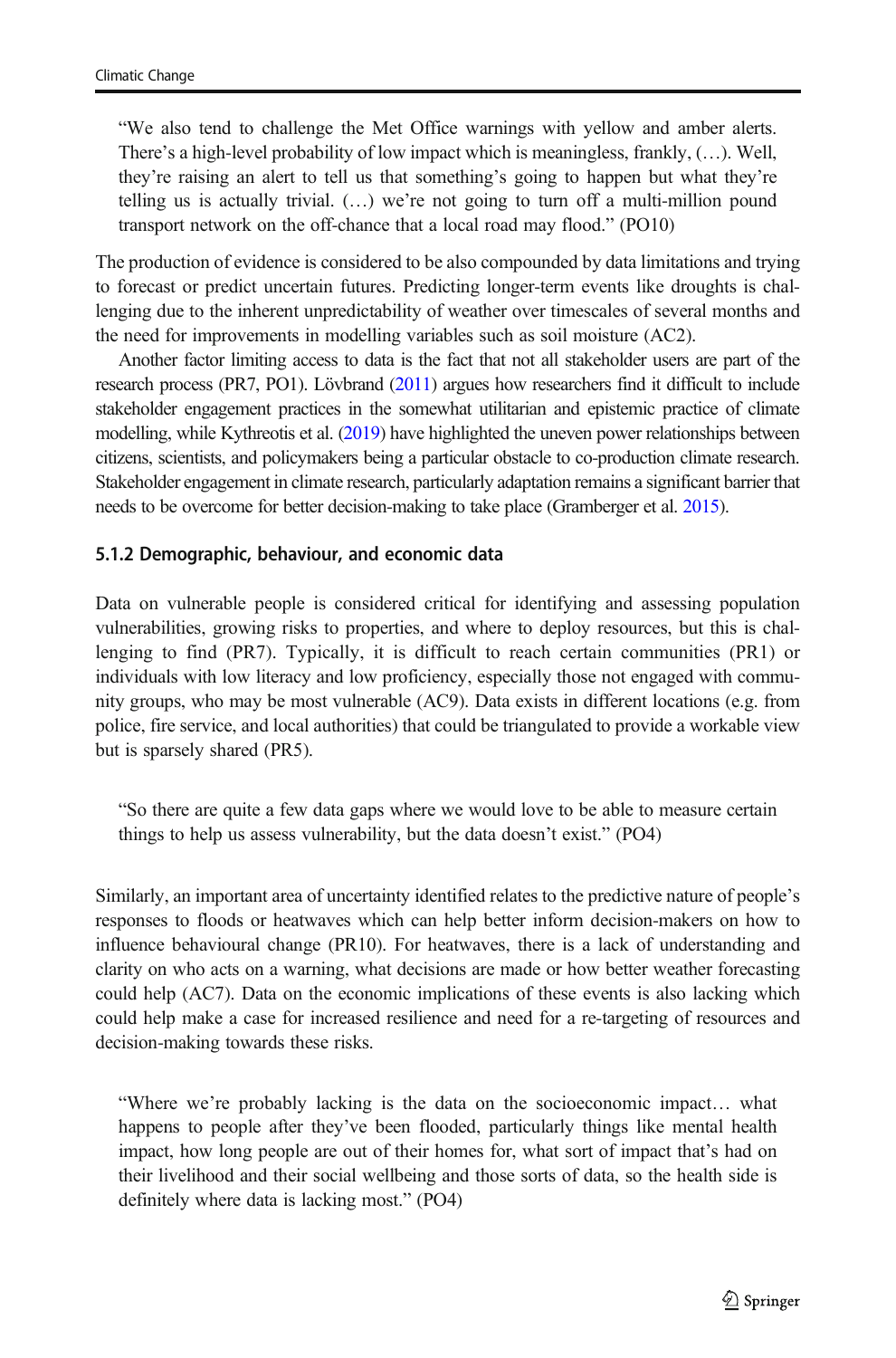> "We also tend to challenge the Met Office warnings with yellow and amber alerts. There's a high-level probability of low impact which is meaningless, frankly, (…). Well, they're raising an alert to tell us that something's going to happen but what they're telling us is actually trivial. (…) we're not going to turn off a multi-million pound transport network on the off-chance that a local road may flood." (PO10)

The production of evidence is considered to be also compounded by data limitations and trying to forecast or predict uncertain futures. Predicting longer-term events like droughts is challenging due to the inherent unpredictability of weather over timescales of several months and the need for improvements in modelling variables such as soil moisture (AC2).

Another factor limiting access to data is the fact that not all stakeholder users are part of the research process (PR7, PO1). Lövbrand (2011) argues how researchers find it difficult to include stakeholder engagement practices in the somewhat utilitarian and epistemic practice of climate modelling, while Kythreotis et al. (2019) have highlighted the uneven power relationships between citizens, scientists, and policymakers being a particular obstacle to co-production climate research. Stakeholder engagement in climate research, particularly adaptation remains a significant barrier that needs to be overcome for better decision-making to take place (Gramberger et al. 2015).

#### 5.1.2 Demographic, behaviour, and economic data

Data on vulnerable people is considered critical for identifying and assessing population vulnerabilities, growing risks to properties, and where to deploy resources, but this is challenging to find (PR7). Typically, it is difficult to reach certain communities (PR1) or individuals with low literacy and low proficiency, especially those not engaged with community groups, who may be most vulnerable (AC9). Data exists in different locations (e.g. from police, fire service, and local authorities) that could be triangulated to provide a workable view but is sparsely shared (PR5).

> "So there are quite a few data gaps where we would love to be able to measure certain things to help us assess vulnerability, but the data doesn't exist." (PO4)

Similarly, an important area of uncertainty identified relates to the predictive nature of people's responses to floods or heatwaves which can help better inform decision-makers on how to influence behavioural change (PR10). For heatwaves, there is a lack of understanding and clarity on who acts on a warning, what decisions are made or how better weather forecasting could help (AC7). Data on the economic implications of these events is also lacking which could help make a case for increased resilience and need for a re-targeting of resources and decision-making towards these risks.

> "Where we're probably lacking is the data on the socioeconomic impact… what happens to people after they've been flooded, particularly things like mental health impact, how long people are out of their homes for, what sort of impact that's had on their livelihood and their social wellbeing and those sorts of data, so the health side is definitely where data is lacking most." (PO4)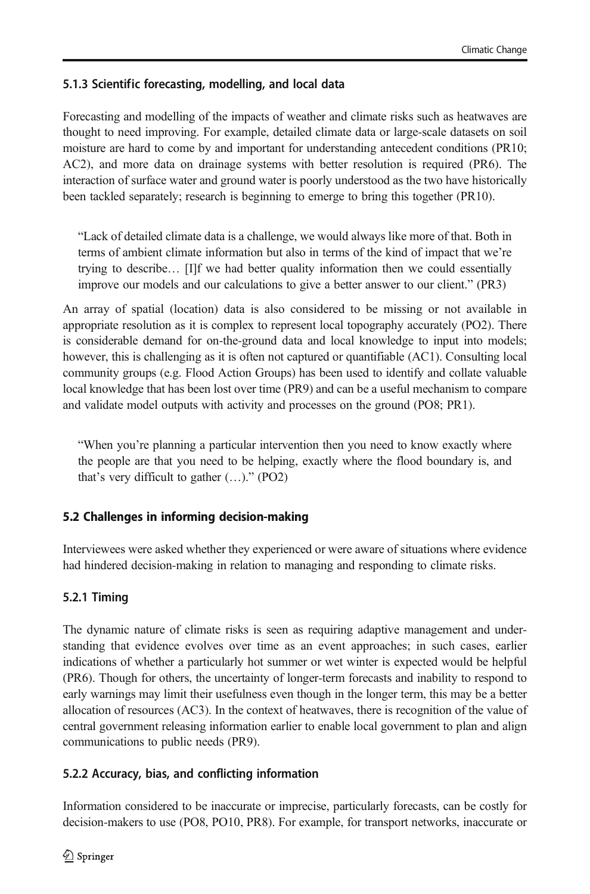### 5.1.3 Scientific forecasting, modelling, and local data

Forecasting and modelling of the impacts of weather and climate risks such as heatwaves are thought to need improving. For example, detailed climate data or large-scale datasets on soil moisture are hard to come by and important for understanding antecedent conditions (PR10; AC2), and more data on drainage systems with better resolution is required (PR6). The interaction of surface water and ground water is poorly understood as the two have historically been tackled separately; research is beginning to emerge to bring this together (PR10).

> "Lack of detailed climate data is a challenge, we would always like more of that. Both in terms of ambient climate information but also in terms of the kind of impact that we're trying to describe… [I]f we had better quality information then we could essentially improve our models and our calculations to give a better answer to our client." (PR3)

An array of spatial (location) data is also considered to be missing or not available in appropriate resolution as it is complex to represent local topography accurately (PO2). There is considerable demand for on-the-ground data and local knowledge to input into models; however, this is challenging as it is often not captured or quantifiable (AC1). Consulting local community groups (e.g. Flood Action Groups) has been used to identify and collate valuable local knowledge that has been lost over time (PR9) and can be a useful mechanism to compare and validate model outputs with activity and processes on the ground (PO8; PR1).

> "When you're planning a particular intervention then you need to know exactly where the people are that you need to be helping, exactly where the flood boundary is, and that's very difficult to gather (…)." (PO2)

## 5.2 Challenges in informing decision-making

Interviewees were asked whether they experienced or were aware of situations where evidence had hindered decision-making in relation to managing and responding to climate risks.

### 5.2.1 Timing

The dynamic nature of climate risks is seen as requiring adaptive management and understanding that evidence evolves over time as an event approaches; in such cases, earlier indications of whether a particularly hot summer or wet winter is expected would be helpful (PR6). Though for others, the uncertainty of longer-term forecasts and inability to respond to early warnings may limit their usefulness even though in the longer term, this may be a better allocation of resources (AC3). In the context of heatwaves, there is recognition of the value of central government releasing information earlier to enable local government to plan and align communications to public needs (PR9).

### 5.2.2 Accuracy, bias, and conflicting information

Information considered to be inaccurate or imprecise, particularly forecasts, can be costly for decision-makers to use (PO8, PO10, PR8). For example, for transport networks, inaccurate or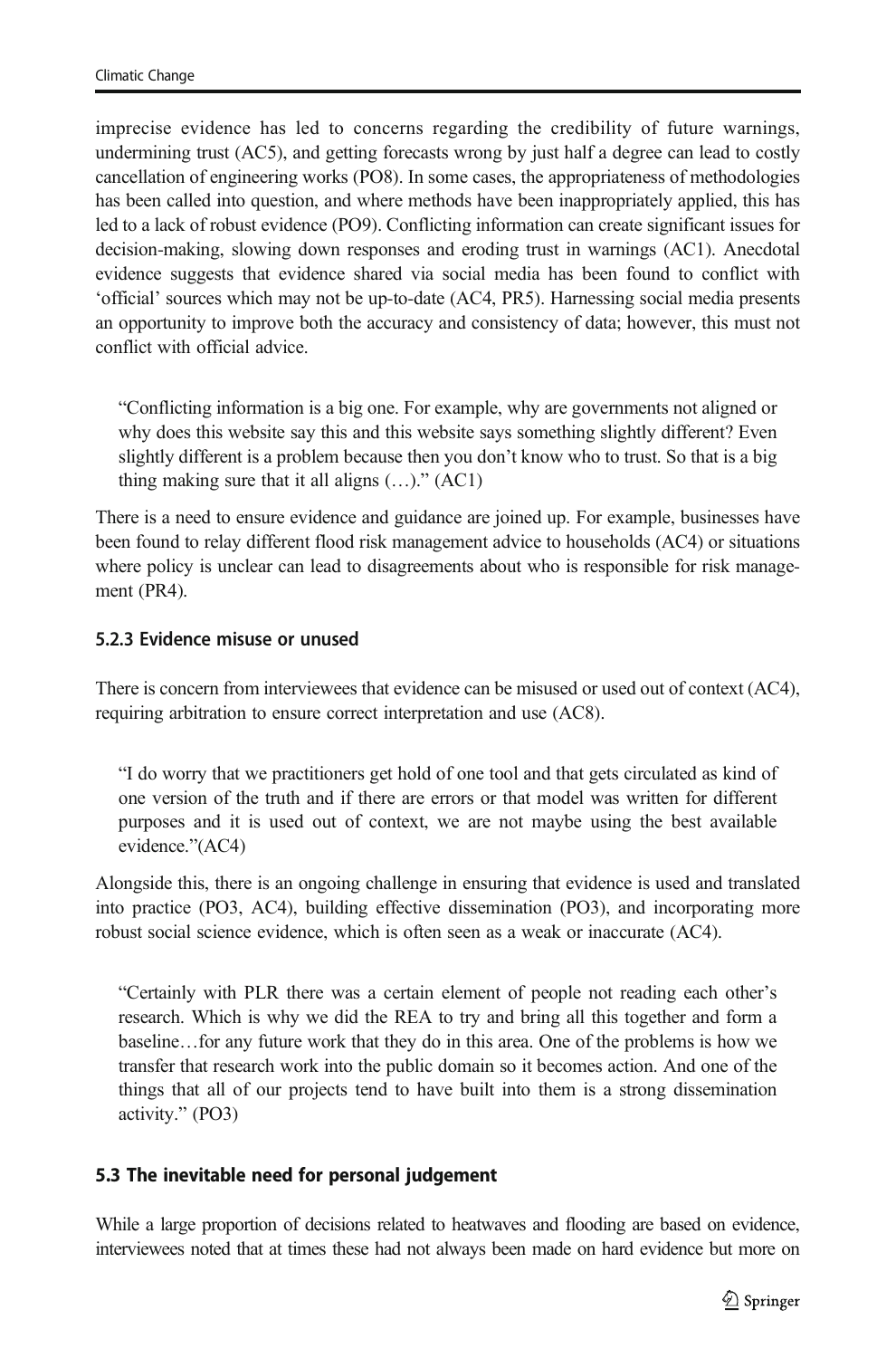imprecise evidence has led to concerns regarding the credibility of future warnings, undermining trust (AC5), and getting forecasts wrong by just half a degree can lead to costly cancellation of engineering works (PO8). In some cases, the appropriateness of methodologies has been called into question, and where methods have been inappropriately applied, this has led to a lack of robust evidence (PO9). Conflicting information can create significant issues for decision-making, slowing down responses and eroding trust in warnings (AC1). Anecdotal evidence suggests that evidence shared via social media has been found to conflict with 'official' sources which may not be up-to-date (AC4, PR5). Harnessing social media presents an opportunity to improve both the accuracy and consistency of data; however, this must not conflict with official advice.

> "Conflicting information is a big one. For example, why are governments not aligned or why does this website say this and this website says something slightly different? Even slightly different is a problem because then you don't know who to trust. So that is a big thing making sure that it all aligns (…)." (AC1)

There is a need to ensure evidence and guidance are joined up. For example, businesses have been found to relay different flood risk management advice to households (AC4) or situations where policy is unclear can lead to disagreements about who is responsible for risk management (PR4).

#### 5.2.3 Evidence misuse or unused

There is concern from interviewees that evidence can be misused or used out of context (AC4), requiring arbitration to ensure correct interpretation and use (AC8).

> "I do worry that we practitioners get hold of one tool and that gets circulated as kind of one version of the truth and if there are errors or that model was written for different purposes and it is used out of context, we are not maybe using the best available evidence."(AC4)

Alongside this, there is an ongoing challenge in ensuring that evidence is used and translated into practice (PO3, AC4), building effective dissemination (PO3), and incorporating more robust social science evidence, which is often seen as a weak or inaccurate (AC4).

> "Certainly with PLR there was a certain element of people not reading each other's research. Which is why we did the REA to try and bring all this together and form a baseline…for any future work that they do in this area. One of the problems is how we transfer that research work into the public domain so it becomes action. And one of the things that all of our projects tend to have built into them is a strong dissemination activity." (PO3)

### 5.3 The inevitable need for personal judgement

While a large proportion of decisions related to heatwaves and flooding are based on evidence, interviewees noted that at times these had not always been made on hard evidence but more on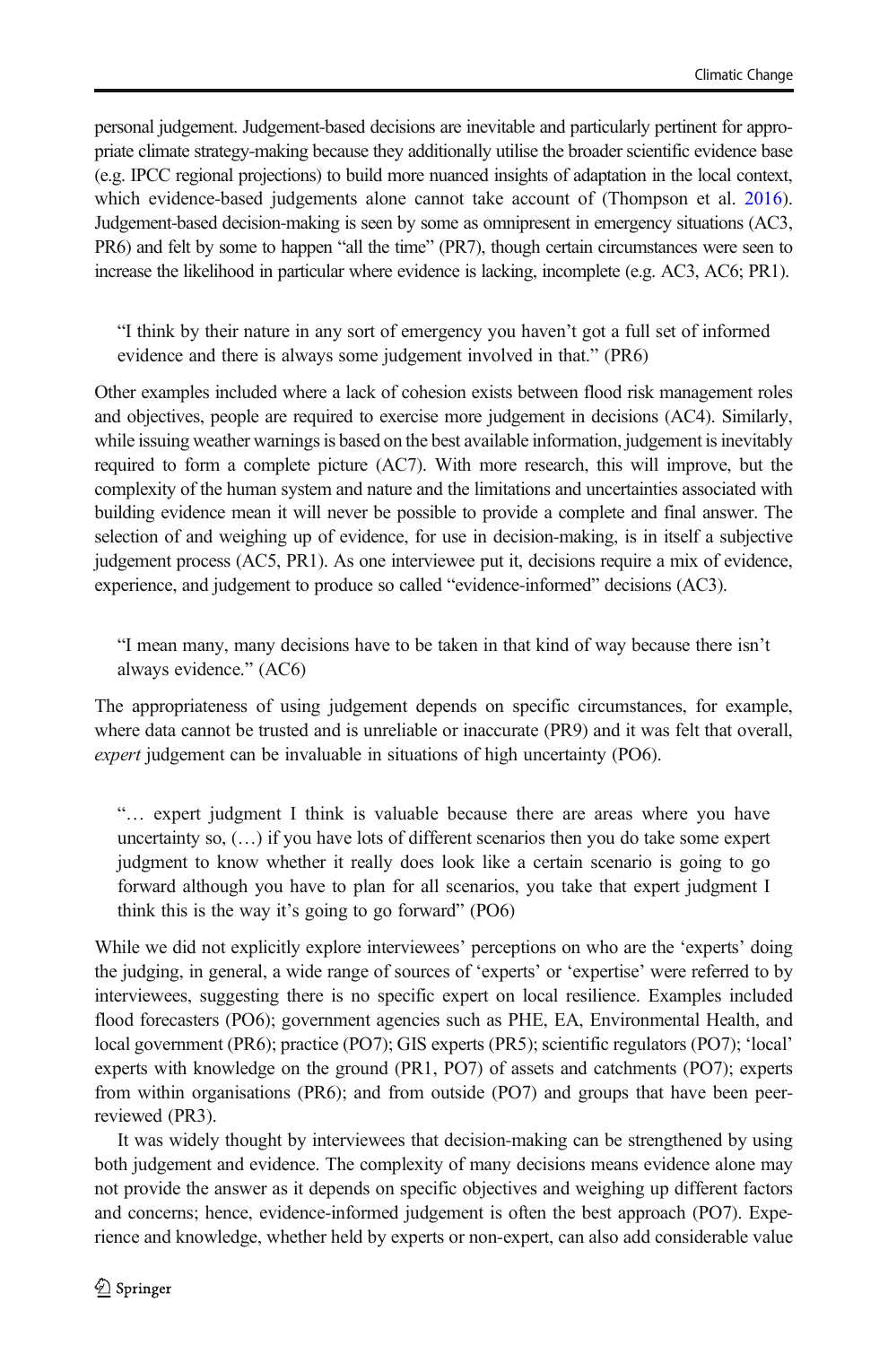personal judgement. Judgement-based decisions are inevitable and particularly pertinent for appropriate climate strategy-making because they additionally utilise the broader scientific evidence base (e.g. IPCC regional projections) to build more nuanced insights of adaptation in the local context, which evidence-based judgements alone cannot take account of (Thompson et al. 2016). Judgement-based decision-making is seen by some as omnipresent in emergency situations (AC3, PR6) and felt by some to happen "all the time" (PR7), though certain circumstances were seen to increase the likelihood in particular where evidence is lacking, incomplete (e.g. AC3, AC6; PR1).

> "I think by their nature in any sort of emergency you haven't got a full set of informed evidence and there is always some judgement involved in that." (PR6)

Other examples included where a lack of cohesion exists between flood risk management roles and objectives, people are required to exercise more judgement in decisions (AC4). Similarly, while issuing weather warnings is based on the best available information, judgement is inevitably required to form a complete picture (AC7). With more research, this will improve, but the complexity of the human system and nature and the limitations and uncertainties associated with building evidence mean it will never be possible to provide a complete and final answer. The selection of and weighing up of evidence, for use in decision-making, is in itself a subjective judgement process (AC5, PR1). As one interviewee put it, decisions require a mix of evidence, experience, and judgement to produce so called "evidence-informed" decisions (AC3).

> "I mean many, many decisions have to be taken in that kind of way because there isn't always evidence." (AC6)

The appropriateness of using judgement depends on specific circumstances, for example, where data cannot be trusted and is unreliable or inaccurate (PR9) and it was felt that overall, *expert* judgement can be invaluable in situations of high uncertainty (PO6).

> "… expert judgment I think is valuable because there are areas where you have uncertainty so, (…) if you have lots of different scenarios then you do take some expert judgment to know whether it really does look like a certain scenario is going to go forward although you have to plan for all scenarios, you take that expert judgment I think this is the way it's going to go forward" (PO6)

While we did not explicitly explore interviewees' perceptions on who are the 'experts' doing the judging, in general, a wide range of sources of 'experts' or 'expertise' were referred to by interviewees, suggesting there is no specific expert on local resilience. Examples included flood forecasters (PO6); government agencies such as PHE, EA, Environmental Health, and local government (PR6); practice (PO7); GIS experts (PR5); scientific regulators (PO7); 'local' experts with knowledge on the ground (PR1, PO7) of assets and catchments (PO7); experts from within organisations (PR6); and from outside (PO7) and groups that have been peer-reviewed (PR3).

It was widely thought by interviewees that decision-making can be strengthened by using both judgement and evidence. The complexity of many decisions means evidence alone may not provide the answer as it depends on specific objectives and weighing up different factors and concerns; hence, evidence-informed judgement is often the best approach (PO7). Experience and knowledge, whether held by experts or non-expert, can also add considerable value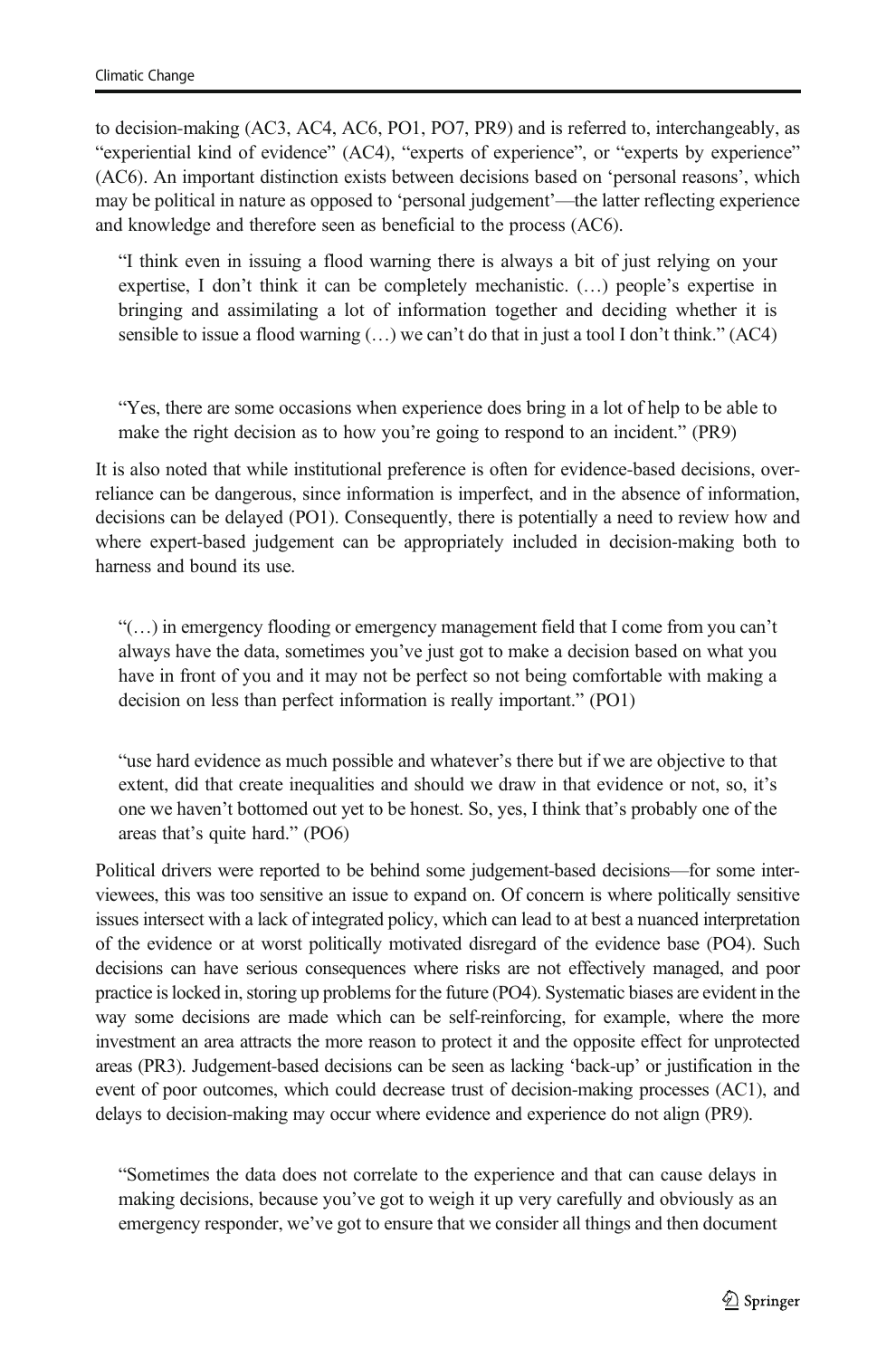to decision-making (AC3, AC4, AC6, PO1, PO7, PR9) and is referred to, interchangeably, as "experiential kind of evidence" (AC4), "experts of experience", or "experts by experience" (AC6). An important distinction exists between decisions based on 'personal reasons', which may be political in nature as opposed to 'personal judgement'—the latter reflecting experience and knowledge and therefore seen as beneficial to the process (AC6).

> "I think even in issuing a flood warning there is always a bit of just relying on your expertise, I don't think it can be completely mechanistic. (…) people's expertise in bringing and assimilating a lot of information together and deciding whether it is sensible to issue a flood warning (…) we can't do that in just a tool I don't think." (AC4)

> "Yes, there are some occasions when experience does bring in a lot of help to be able to make the right decision as to how you're going to respond to an incident." (PR9)

It is also noted that while institutional preference is often for evidence-based decisions, over-reliance can be dangerous, since information is imperfect, and in the absence of information, decisions can be delayed (PO1). Consequently, there is potentially a need to review how and where expert-based judgement can be appropriately included in decision-making both to harness and bound its use.

> "(…) in emergency flooding or emergency management field that I come from you can't always have the data, sometimes you've just got to make a decision based on what you have in front of you and it may not be perfect so not being comfortable with making a decision on less than perfect information is really important." (PO1)

> "use hard evidence as much possible and whatever's there but if we are objective to that extent, did that create inequalities and should we draw in that evidence or not, so, it's one we haven't bottomed out yet to be honest. So, yes, I think that's probably one of the areas that's quite hard." (PO6)

Political drivers were reported to be behind some judgement-based decisions—for some interviewees, this was too sensitive an issue to expand on. Of concern is where politically sensitive issues intersect with a lack of integrated policy, which can lead to at best a nuanced interpretation of the evidence or at worst politically motivated disregard of the evidence base (PO4). Such decisions can have serious consequences where risks are not effectively managed, and poor practice is locked in, storing up problems for the future (PO4). Systematic biases are evident in the way some decisions are made which can be self-reinforcing, for example, where the more investment an area attracts the more reason to protect it and the opposite effect for unprotected areas (PR3). Judgement-based decisions can be seen as lacking 'back-up' or justification in the event of poor outcomes, which could decrease trust of decision-making processes (AC1), and delays to decision-making may occur where evidence and experience do not align (PR9).

> "Sometimes the data does not correlate to the experience and that can cause delays in making decisions, because you've got to weigh it up very carefully and obviously as an emergency responder, we've got to ensure that we consider all things and then document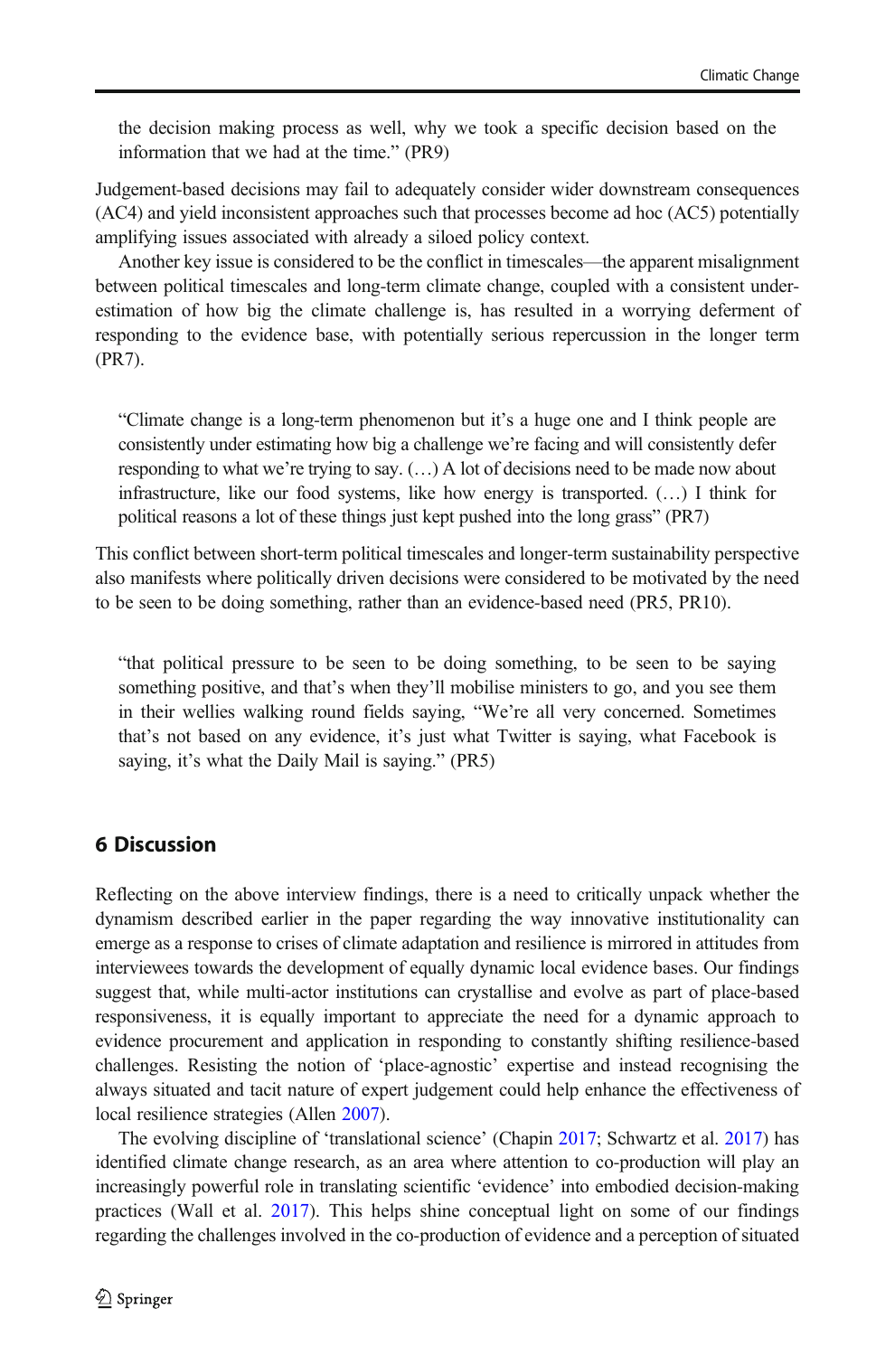the decision making process as well, why we took a specific decision based on the information that we had at the time." (PR9)

Judgement-based decisions may fail to adequately consider wider downstream consequences (AC4) and yield inconsistent approaches such that processes become ad hoc (AC5) potentially amplifying issues associated with already a siloed policy context.

Another key issue is considered to be the conflict in timescales—the apparent misalignment between political timescales and long-term climate change, coupled with a consistent under-estimation of how big the climate challenge is, has resulted in a worrying deferment of responding to the evidence base, with potentially serious repercussion in the longer term (PR7).

> "Climate change is a long-term phenomenon but it's a huge one and I think people are consistently under estimating how big a challenge we're facing and will consistently defer responding to what we're trying to say. (…) A lot of decisions need to be made now about infrastructure, like our food systems, like how energy is transported. (…) I think for political reasons a lot of these things just kept pushed into the long grass" (PR7)

This conflict between short-term political timescales and longer-term sustainability perspective also manifests where politically driven decisions were considered to be motivated by the need to be seen to be doing something, rather than an evidence-based need (PR5, PR10).

> "that political pressure to be seen to be doing something, to be seen to be saying something positive, and that's when they'll mobilise ministers to go, and you see them in their wellies walking round fields saying, "We're all very concerned. Sometimes that's not based on any evidence, it's just what Twitter is saying, what Facebook is saying, it's what the Daily Mail is saying." (PR5)

## 6 Discussion

Reflecting on the above interview findings, there is a need to critically unpack whether the dynamism described earlier in the paper regarding the way innovative institutionality can emerge as a response to crises of climate adaptation and resilience is mirrored in attitudes from interviewees towards the development of equally dynamic local evidence bases. Our findings suggest that, while multi-actor institutions can crystallise and evolve as part of place-based responsiveness, it is equally important to appreciate the need for a dynamic approach to evidence procurement and application in responding to constantly shifting resilience-based challenges. Resisting the notion of 'place-agnostic' expertise and instead recognising the always situated and tacit nature of expert judgement could help enhance the effectiveness of local resilience strategies (Allen 2007).

The evolving discipline of 'translational science' (Chapin 2017; Schwartz et al. 2017) has identified climate change research, as an area where attention to co-production will play an increasingly powerful role in translating scientific 'evidence' into embodied decision-making practices (Wall et al. 2017). This helps shine conceptual light on some of our findings regarding the challenges involved in the co-production of evidence and a perception of situated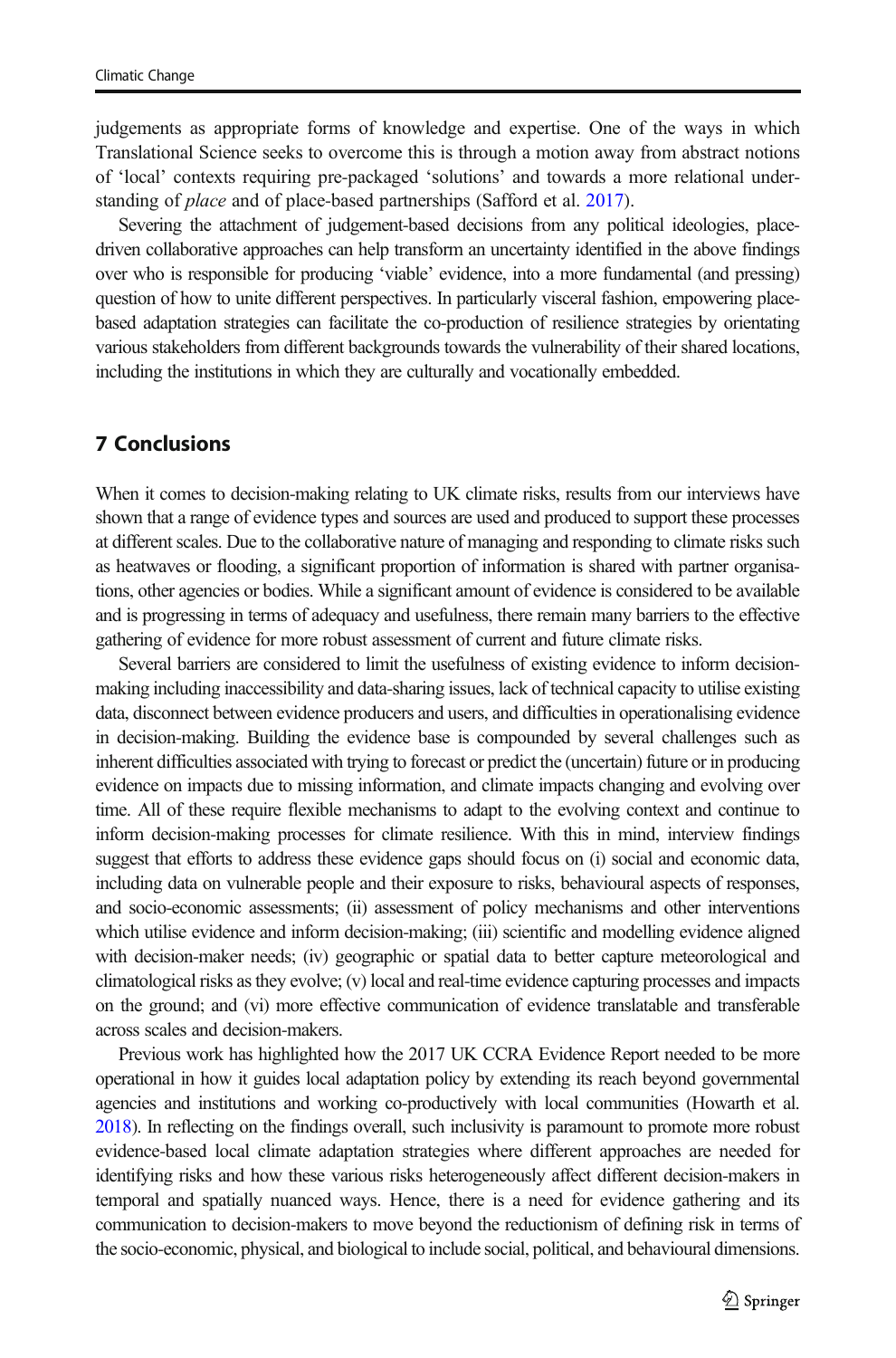judgements as appropriate forms of knowledge and expertise. One of the ways in which Translational Science seeks to overcome this is through a motion away from abstract notions of 'local' contexts requiring pre-packaged 'solutions' and towards a more relational understanding of *place* and of place-based partnerships (Safford et al. 2017).

Severing the attachment of judgement-based decisions from any political ideologies, place-driven collaborative approaches can help transform an uncertainty identified in the above findings over who is responsible for producing 'viable' evidence, into a more fundamental (and pressing) question of how to unite different perspectives. In particularly visceral fashion, empowering place-based adaptation strategies can facilitate the co-production of resilience strategies by orientating various stakeholders from different backgrounds towards the vulnerability of their shared locations, including the institutions in which they are culturally and vocationally embedded.

## 7 Conclusions

When it comes to decision-making relating to UK climate risks, results from our interviews have shown that a range of evidence types and sources are used and produced to support these processes at different scales. Due to the collaborative nature of managing and responding to climate risks such as heatwaves or flooding, a significant proportion of information is shared with partner organisations, other agencies or bodies. While a significant amount of evidence is considered to be available and is progressing in terms of adequacy and usefulness, there remain many barriers to the effective gathering of evidence for more robust assessment of current and future climate risks.

Several barriers are considered to limit the usefulness of existing evidence to inform decision-making including inaccessibility and data-sharing issues, lack of technical capacity to utilise existing data, disconnect between evidence producers and users, and difficulties in operationalising evidence in decision-making. Building the evidence base is compounded by several challenges such as inherent difficulties associated with trying to forecast or predict the (uncertain) future or in producing evidence on impacts due to missing information, and climate impacts changing and evolving over time. All of these require flexible mechanisms to adapt to the evolving context and continue to inform decision-making processes for climate resilience. With this in mind, interview findings suggest that efforts to address these evidence gaps should focus on (i) social and economic data, including data on vulnerable people and their exposure to risks, behavioural aspects of responses, and socio-economic assessments; (ii) assessment of policy mechanisms and other interventions which utilise evidence and inform decision-making; (iii) scientific and modelling evidence aligned with decision-maker needs; (iv) geographic or spatial data to better capture meteorological and climatological risks as they evolve; (v) local and real-time evidence capturing processes and impacts on the ground; and (vi) more effective communication of evidence translatable and transferable across scales and decision-makers.

Previous work has highlighted how the 2017 UK CCRA Evidence Report needed to be more operational in how it guides local adaptation policy by extending its reach beyond governmental agencies and institutions and working co-productively with local communities (Howarth et al. 2018). In reflecting on the findings overall, such inclusivity is paramount to promote more robust evidence-based local climate adaptation strategies where different approaches are needed for identifying risks and how these various risks heterogeneously affect different decision-makers in temporal and spatially nuanced ways. Hence, there is a need for evidence gathering and its communication to decision-makers to move beyond the reductionism of defining risk in terms of the socio-economic, physical, and biological to include social, political, and behavioural dimensions.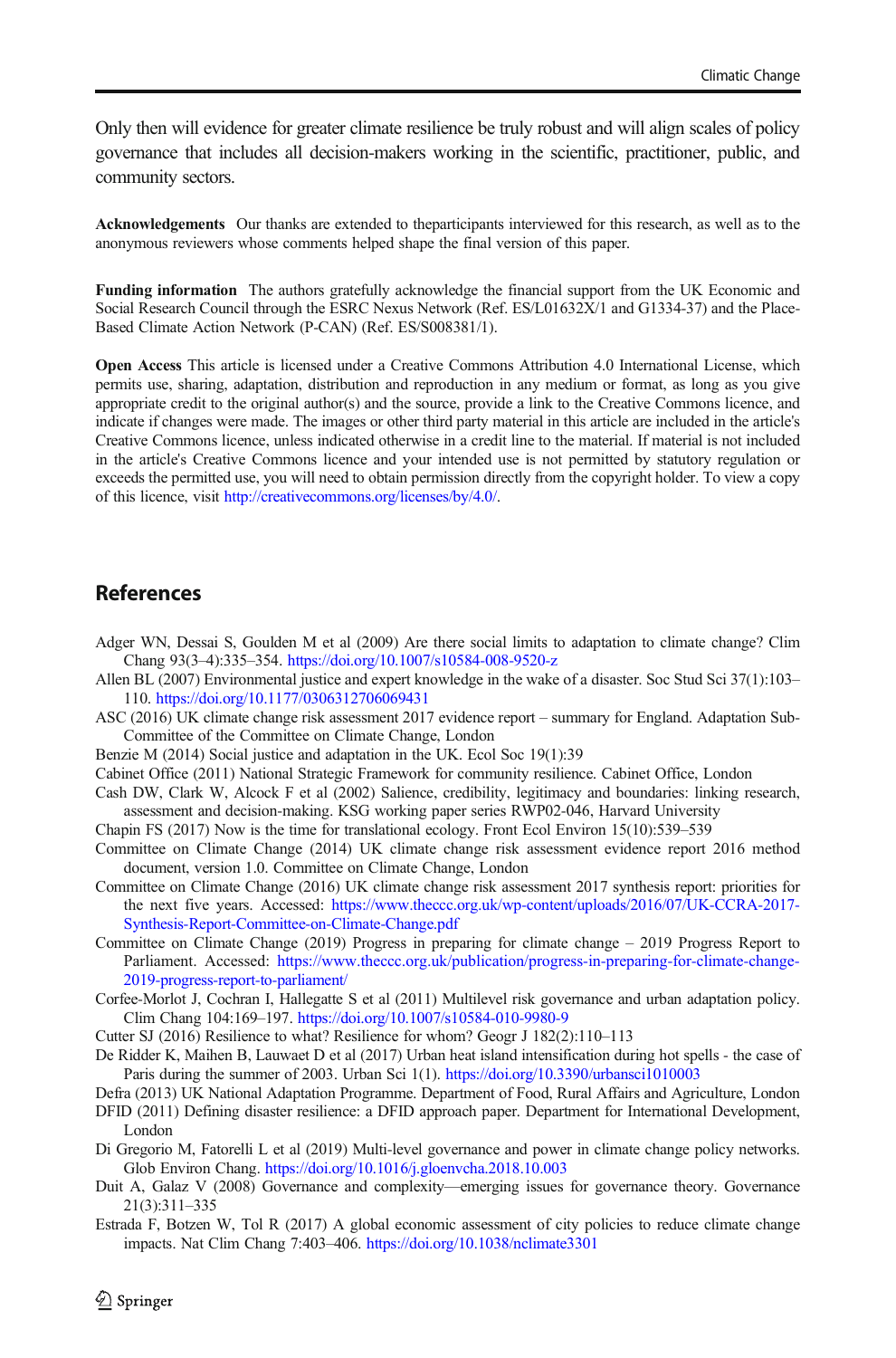Only then will evidence for greater climate resilience be truly robust and will align scales of policy governance that includes all decision-makers working in the scientific, practitioner, public, and community sectors.

**Acknowledgements** Our thanks are extended to theparticipants interviewed for this research, as well as to the anonymous reviewers whose comments helped shape the final version of this paper.

**Funding information** The authors gratefully acknowledge the financial support from the UK Economic and Social Research Council through the ESRC Nexus Network (Ref. ES/L01632X/1 and G1334-37) and the Place-Based Climate Action Network (P-CAN) (Ref. ES/S008381/1).

**Open Access** This article is licensed under a Creative Commons Attribution 4.0 International License, which permits use, sharing, adaptation, distribution and reproduction in any medium or format, as long as you give appropriate credit to the original author(s) and the source, provide a link to the Creative Commons licence, and indicate if changes were made. The images or other third party material in this article are included in the article's Creative Commons licence, unless indicated otherwise in a credit line to the material. If material is not included in the article's Creative Commons licence and your intended use is not permitted by statutory regulation or exceeds the permitted use, you will need to obtain permission directly from the copyright holder. To view a copy of this licence, visit http://creativecommons.org/licenses/by/4.0/.

## References

Adger WN, Dessai S, Goulden M et al (2009) Are there social limits to adaptation to climate change? Clim Chang 93(3–4):335–354. https://doi.org/10.1007/s10584-008-9520-z

Allen BL (2007) Environmental justice and expert knowledge in the wake of a disaster. Soc Stud Sci 37(1):103–110. https://doi.org/10.1177/0306312706069431

ASC (2016) UK climate change risk assessment 2017 evidence report – summary for England. Adaptation Sub-Committee of the Committee on Climate Change, London

Benzie M (2014) Social justice and adaptation in the UK. Ecol Soc 19(1):39

Cabinet Office (2011) National Strategic Framework for community resilience. Cabinet Office, London

Cash DW, Clark W, Alcock F et al (2002) Salience, credibility, legitimacy and boundaries: linking research, assessment and decision-making. KSG working paper series RWP02-046, Harvard University

Chapin FS (2017) Now is the time for translational ecology. Front Ecol Environ 15(10):539–539

Committee on Climate Change (2014) UK climate change risk assessment evidence report 2016 method document, version 1.0. Committee on Climate Change, London

Committee on Climate Change (2016) UK climate change risk assessment 2017 synthesis report: priorities for the next five years. Accessed: https://www.theccc.org.uk/wp-content/uploads/2016/07/UK-CCRA-2017-Synthesis-Report-Committee-on-Climate-Change.pdf

Committee on Climate Change (2019) Progress in preparing for climate change – 2019 Progress Report to Parliament. Accessed: https://www.theccc.org.uk/publication/progress-in-preparing-for-climate-change-2019-progress-report-to-parliament/

Corfee-Morlot J, Cochran I, Hallegatte S et al (2011) Multilevel risk governance and urban adaptation policy. Clim Chang 104:169–197. https://doi.org/10.1007/s10584-010-9980-9

Cutter SJ (2016) Resilience to what? Resilience for whom? Geogr J 182(2):110–113

De Ridder K, Maihen B, Lauwaet D et al (2017) Urban heat island intensification during hot spells - the case of Paris during the summer of 2003. Urban Sci 1(1). https://doi.org/10.3390/urbansci1010003

Defra (2013) UK National Adaptation Programme. Department of Food, Rural Affairs and Agriculture, London

DFID (2011) Defining disaster resilience: a DFID approach paper. Department for International Development, London

Di Gregorio M, Fatorelli L et al (2019) Multi-level governance and power in climate change policy networks. Glob Environ Chang. https://doi.org/10.1016/j.gloenvcha.2018.10.003

Duit A, Galaz V (2008) Governance and complexity—emerging issues for governance theory. Governance 21(3):311–335

Estrada F, Botzen W, Tol R (2017) A global economic assessment of city policies to reduce climate change impacts. Nat Clim Chang 7:403–406. https://doi.org/10.1038/nclimate3301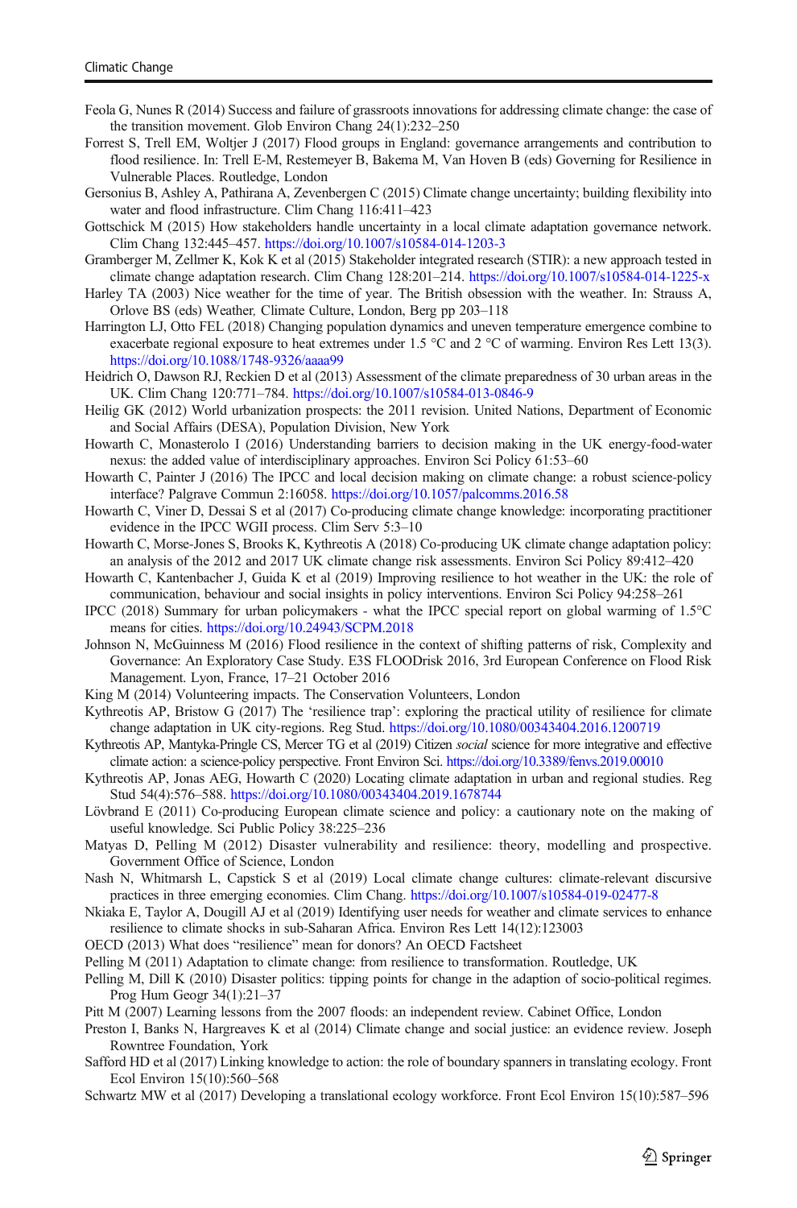Feola G, Nunes R (2014) Success and failure of grassroots innovations for addressing climate change: the case of the transition movement. Glob Environ Chang 24(1):232–250

Forrest S, Trell EM, Woltjer J (2017) Flood groups in England: governance arrangements and contribution to flood resilience. In: Trell E-M, Restemeyer B, Bakema M, Van Hoven B (eds) Governing for Resilience in Vulnerable Places. Routledge, London

Gersonius B, Ashley A, Pathirana A, Zevenbergen C (2015) Climate change uncertainty; building flexibility into water and flood infrastructure. Clim Chang 116:411–423

Gottschick M (2015) How stakeholders handle uncertainty in a local climate adaptation governance network. Clim Chang 132:445–457. https://doi.org/10.1007/s10584-014-1203-3

Gramberger M, Zellmer K, Kok K et al (2015) Stakeholder integrated research (STIR): a new approach tested in climate change adaptation research. Clim Chang 128:201–214. https://doi.org/10.1007/s10584-014-1225-x

Harley TA (2003) Nice weather for the time of year. The British obsession with the weather. In: Strauss A, Orlove BS (eds) Weather, Climate Culture, London, Berg pp 203–118

Harrington LJ, Otto FEL (2018) Changing population dynamics and uneven temperature emergence combine to exacerbate regional exposure to heat extremes under 1.5 °C and 2 °C of warming. Environ Res Lett 13(3). https://doi.org/10.1088/1748-9326/aaaa99

Heidrich O, Dawson RJ, Reckien D et al (2013) Assessment of the climate preparedness of 30 urban areas in the UK. Clim Chang 120:771–784. https://doi.org/10.1007/s10584-013-0846-9

Heilig GK (2012) World urbanization prospects: the 2011 revision. United Nations, Department of Economic and Social Affairs (DESA), Population Division, New York

Howarth C, Monasterolo I (2016) Understanding barriers to decision making in the UK energy-food-water nexus: the added value of interdisciplinary approaches. Environ Sci Policy 61:53–60

Howarth C, Painter J (2016) The IPCC and local decision making on climate change: a robust science-policy interface? Palgrave Commun 2:16058. https://doi.org/10.1057/palcomms.2016.58

Howarth C, Viner D, Dessai S et al (2017) Co-producing climate change knowledge: incorporating practitioner evidence in the IPCC WGII process. Clim Serv 5:3–10

Howarth C, Morse-Jones S, Brooks K, Kythreotis A (2018) Co-producing UK climate change adaptation policy: an analysis of the 2012 and 2017 UK climate change risk assessments. Environ Sci Policy 89:412–420

Howarth C, Kantenbacher J, Guida K et al (2019) Improving resilience to hot weather in the UK: the role of communication, behaviour and social insights in policy interventions. Environ Sci Policy 94:258–261

IPCC (2018) Summary for urban policymakers - what the IPCC special report on global warming of 1.5°C means for cities. https://doi.org/10.24943/SCPM.2018

Johnson N, McGuinness M (2016) Flood resilience in the context of shifting patterns of risk, Complexity and Governance: An Exploratory Case Study. E3S FLOODrisk 2016, 3rd European Conference on Flood Risk Management. Lyon, France, 17–21 October 2016

King M (2014) Volunteering impacts. The Conservation Volunteers, London

Kythreotis AP, Bristow G (2017) The 'resilience trap': exploring the practical utility of resilience for climate change adaptation in UK city-regions. Reg Stud. https://doi.org/10.1080/00343404.2016.1200719

Kythreotis AP, Mantyka-Pringle CS, Mercer TG et al (2019) Citizen *social* science for more integrative and effective climate action: a science-policy perspective. Front Environ Sci. https://doi.org/10.3389/fenvs.2019.00010

Kythreotis AP, Jonas AEG, Howarth C (2020) Locating climate adaptation in urban and regional studies. Reg Stud 54(4):576–588. https://doi.org/10.1080/00343404.2019.1678744

Lövbrand E (2011) Co-producing European climate science and policy: a cautionary note on the making of useful knowledge. Sci Public Policy 38:225–236

Matyas D, Pelling M (2012) Disaster vulnerability and resilience: theory, modelling and prospective. Government Office of Science, London

Nash N, Whitmarsh L, Capstick S et al (2019) Local climate change cultures: climate-relevant discursive practices in three emerging economies. Clim Chang. https://doi.org/10.1007/s10584-019-02477-8

Nkiaka E, Taylor A, Dougill AJ et al (2019) Identifying user needs for weather and climate services to enhance resilience to climate shocks in sub-Saharan Africa. Environ Res Lett 14(12):123003

OECD (2013) What does "resilience" mean for donors? An OECD Factsheet

Pelling M (2011) Adaptation to climate change: from resilience to transformation. Routledge, UK

Pelling M, Dill K (2010) Disaster politics: tipping points for change in the adaption of socio-political regimes. Prog Hum Geogr 34(1):21–37

Pitt M (2007) Learning lessons from the 2007 floods: an independent review. Cabinet Office, London

Preston I, Banks N, Hargreaves K et al (2014) Climate change and social justice: an evidence review. Joseph Rowntree Foundation, York

Safford HD et al (2017) Linking knowledge to action: the role of boundary spanners in translating ecology. Front Ecol Environ 15(10):560–568

Schwartz MW et al (2017) Developing a translational ecology workforce. Front Ecol Environ 15(10):587–596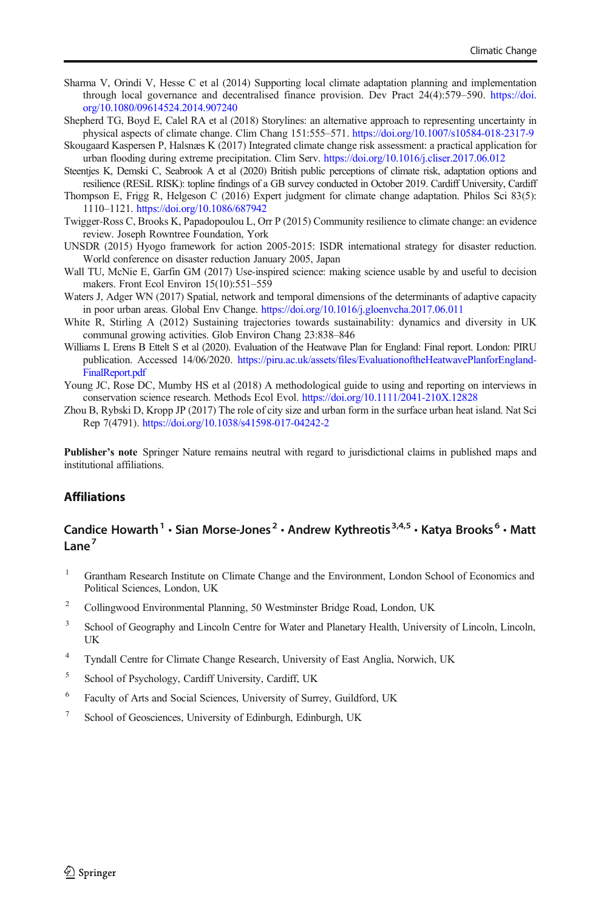Sharma V, Orindi V, Hesse C et al (2014) Supporting local climate adaptation planning and implementation through local governance and decentralised finance provision. Dev Pract 24(4):579–590. https://doi.org/10.1080/09614524.2014.907240

Shepherd TG, Boyd E, Calel RA et al (2018) Storylines: an alternative approach to representing uncertainty in physical aspects of climate change. Clim Chang 151:555–571. https://doi.org/10.1007/s10584-018-2317-9

Skougaard Kaspersen P, Halsnæs K (2017) Integrated climate change risk assessment: a practical application for urban flooding during extreme precipitation. Clim Serv. https://doi.org/10.1016/j.cliser.2017.06.012

Steentjes K, Demski C, Seabrook A et al (2020) British public perceptions of climate risk, adaptation options and resilience (RESiL RISK): topline findings of a GB survey conducted in October 2019. Cardiff University, Cardiff

Thompson E, Frigg R, Helgeson C (2016) Expert judgment for climate change adaptation. Philos Sci 83(5): 1110–1121. https://doi.org/10.1086/687942

Twigger-Ross C, Brooks K, Papadopoulou L, Orr P (2015) Community resilience to climate change: an evidence review. Joseph Rowntree Foundation, York

UNSDR (2015) Hyogo framework for action 2005-2015: ISDR international strategy for disaster reduction. World conference on disaster reduction January 2005, Japan

Wall TU, McNie E, Garfin GM (2017) Use-inspired science: making science usable by and useful to decision makers. Front Ecol Environ 15(10):551–559

Waters J, Adger WN (2017) Spatial, network and temporal dimensions of the determinants of adaptive capacity in poor urban areas. Global Env Change. https://doi.org/10.1016/j.gloenvcha.2017.06.011

White R, Stirling A (2012) Sustaining trajectories towards sustainability: dynamics and diversity in UK communal growing activities. Glob Environ Chang 23:838–846

Williams L Erens B Ettelt S et al (2020). Evaluation of the Heatwave Plan for England: Final report. London: PIRU publication. Accessed 14/06/2020. https://piru.ac.uk/assets/files/EvaluationoftheHeatwavePlanforEngland-FinalReport.pdf

Young JC, Rose DC, Mumby HS et al (2018) A methodological guide to using and reporting on interviews in conservation science research. Methods Ecol Evol. https://doi.org/10.1111/2041-210X.12828

Zhou B, Rybski D, Kropp JP (2017) The role of city size and urban form in the surface urban heat island. Nat Sci Rep 7(4791). https://doi.org/10.1038/s41598-017-04242-2

**Publisher's note** Springer Nature remains neutral with regard to jurisdictional claims in published maps and institutional affiliations.

## Affiliations

**Candice Howarth**[1] **· Sian Morse-Jones**[2] **· Andrew Kythreotis**[3,4,5] **· Katya Brooks**[6] **· Matt Lane**[7]

1. Grantham Research Institute on Climate Change and the Environment, London School of Economics and Political Sciences, London, UK
2. Collingwood Environmental Planning, 50 Westminster Bridge Road, London, UK
3. School of Geography and Lincoln Centre for Water and Planetary Health, University of Lincoln, Lincoln, UK
4. Tyndall Centre for Climate Change Research, University of East Anglia, Norwich, UK
5. School of Psychology, Cardiff University, Cardiff, UK
6. Faculty of Arts and Social Sciences, University of Surrey, Guildford, UK
7. School of Geosciences, University of Edinburgh, Edinburgh, UK